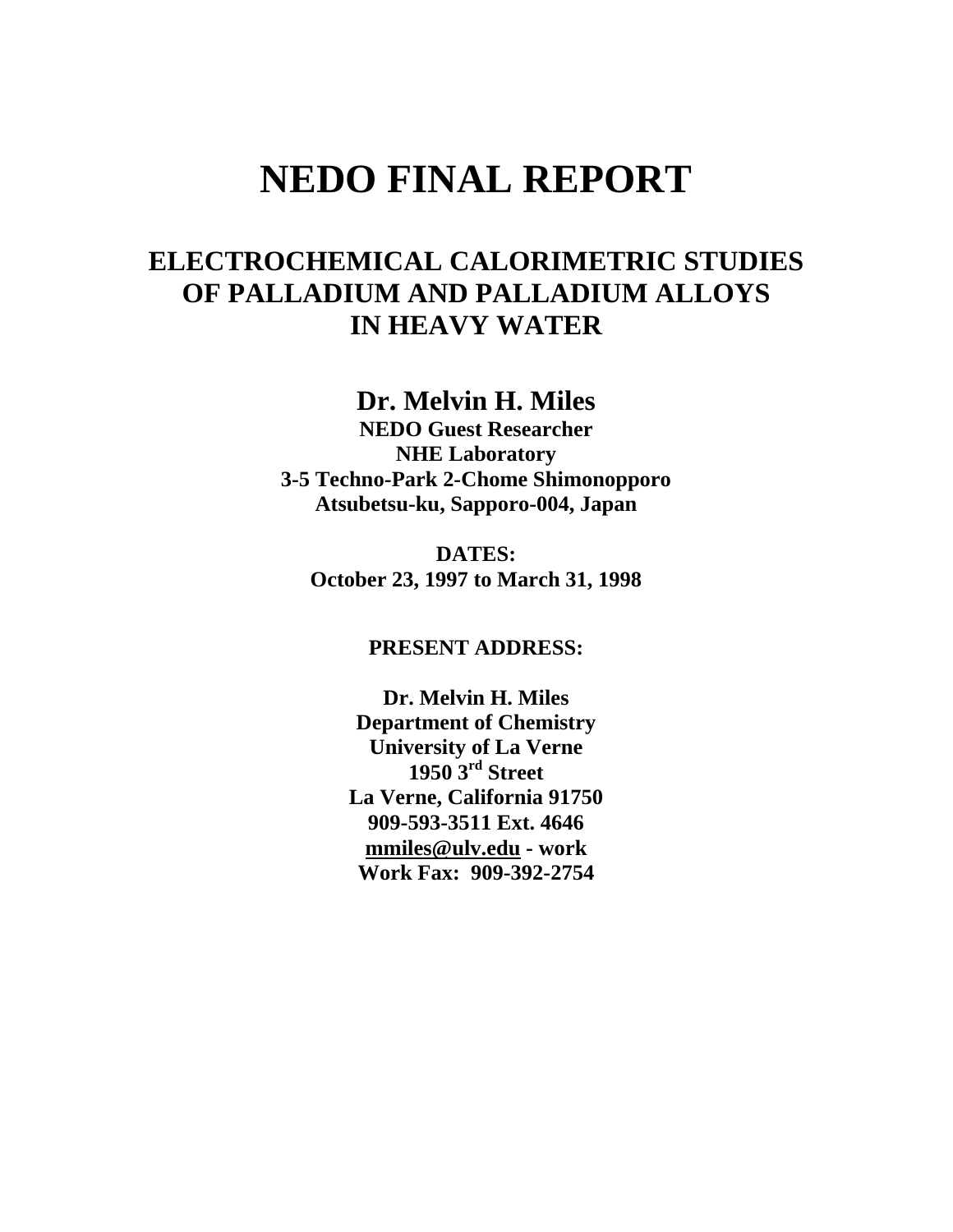# NEDO FINAL REPORT

## ELECTROCHEMICAL CALORIMETRIC STUDIES OF PALLADIUM AND PALLADIUM ALLOYS IN HEAVY WATER

### Dr. Melvin H. Miles

**NEDO Guest Researcher**
**NHE Laboratory**
**3-5 Techno-Park 2-Chome Shimonopporo**
**Atsubetsu-ku, Sapporo-004, Japan**

**DATES:**
**October 23, 1997 to March 31, 1998**

**PRESENT ADDRESS:**

**Dr. Melvin H. Miles**
**Department of Chemistry**
**University of La Verne**
**1950 3rd Street**
**La Verne, California 91750**
**909-593-3511 Ext. 4646**
**mmiles@ulv.edu - work**
**Work Fax: 909-392-2754**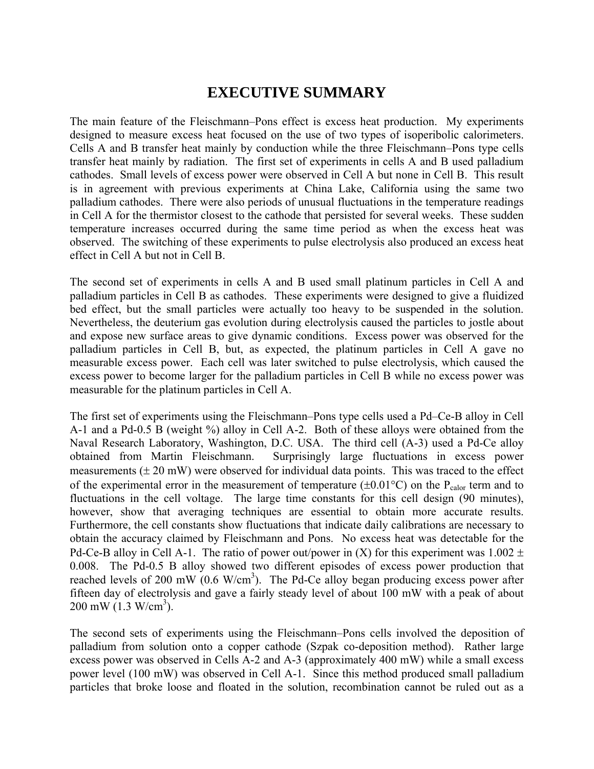# EXECUTIVE SUMMARY

The main feature of the Fleischmann–Pons effect is excess heat production. My experiments designed to measure excess heat focused on the use of two types of isoperibolic calorimeters. Cells A and B transfer heat mainly by conduction while the three Fleischmann–Pons type cells transfer heat mainly by radiation. The first set of experiments in cells A and B used palladium cathodes. Small levels of excess power were observed in Cell A but none in Cell B. This result is in agreement with previous experiments at China Lake, California using the same two palladium cathodes. There were also periods of unusual fluctuations in the temperature readings in Cell A for the thermistor closest to the cathode that persisted for several weeks. These sudden temperature increases occurred during the same time period as when the excess heat was observed. The switching of these experiments to pulse electrolysis also produced an excess heat effect in Cell A but not in Cell B.

The second set of experiments in cells A and B used small platinum particles in Cell A and palladium particles in Cell B as cathodes. These experiments were designed to give a fluidized bed effect, but the small particles were actually too heavy to be suspended in the solution. Nevertheless, the deuterium gas evolution during electrolysis caused the particles to jostle about and expose new surface areas to give dynamic conditions. Excess power was observed for the palladium particles in Cell B, but, as expected, the platinum particles in Cell A gave no measurable excess power. Each cell was later switched to pulse electrolysis, which caused the excess power to become larger for the palladium particles in Cell B while no excess power was measurable for the platinum particles in Cell A.

The first set of experiments using the Fleischmann–Pons type cells used a Pd–Ce-B alloy in Cell A-1 and a Pd-0.5 B (weight %) alloy in Cell A-2. Both of these alloys were obtained from the Naval Research Laboratory, Washington, D.C. USA. The third cell (A-3) used a Pd-Ce alloy obtained from Martin Fleischmann. Surprisingly large fluctuations in excess power measurements ($\pm$ 20 mW) were observed for individual data points. This was traced to the effect of the experimental error in the measurement of temperature ($\pm$0.01°C) on the $P_{calor}$ term and to fluctuations in the cell voltage. The large time constants for this cell design (90 minutes), however, show that averaging techniques are essential to obtain more accurate results. Furthermore, the cell constants show fluctuations that indicate daily calibrations are necessary to obtain the accuracy claimed by Fleischmann and Pons. No excess heat was detectable for the Pd-Ce-B alloy in Cell A-1. The ratio of power out/power in (X) for this experiment was 1.002 $\pm$ 0.008. The Pd-0.5 B alloy showed two different episodes of excess power production that reached levels of 200 mW (0.6 W/cm$^3$). The Pd-Ce alloy began producing excess power after fifteen day of electrolysis and gave a fairly steady level of about 100 mW with a peak of about 200 mW (1.3 W/cm$^3$).

The second sets of experiments using the Fleischmann–Pons cells involved the deposition of palladium from solution onto a copper cathode (Szpak co-deposition method). Rather large excess power was observed in Cells A-2 and A-3 (approximately 400 mW) while a small excess power level (100 mW) was observed in Cell A-1. Since this method produced small palladium particles that broke loose and floated in the solution, recombination cannot be ruled out as a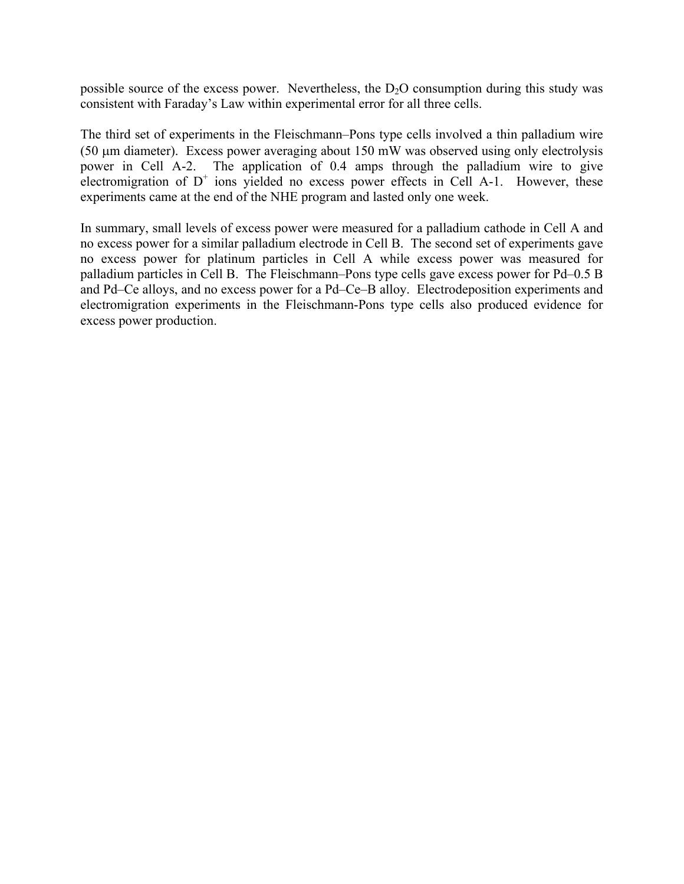possible source of the excess power. Nevertheless, the $D_2O$ consumption during this study was consistent with Faraday's Law within experimental error for all three cells.

The third set of experiments in the Fleischmann–Pons type cells involved a thin palladium wire (50 μm diameter). Excess power averaging about 150 mW was observed using only electrolysis power in Cell A-2. The application of 0.4 amps through the palladium wire to give electromigration of $D^+$ ions yielded no excess power effects in Cell A-1. However, these experiments came at the end of the NHE program and lasted only one week.

In summary, small levels of excess power were measured for a palladium cathode in Cell A and no excess power for a similar palladium electrode in Cell B. The second set of experiments gave no excess power for platinum particles in Cell A while excess power was measured for palladium particles in Cell B. The Fleischmann–Pons type cells gave excess power for Pd–0.5 B and Pd–Ce alloys, and no excess power for a Pd–Ce–B alloy. Electrodeposition experiments and electromigration experiments in the Fleischmann-Pons type cells also produced evidence for excess power production.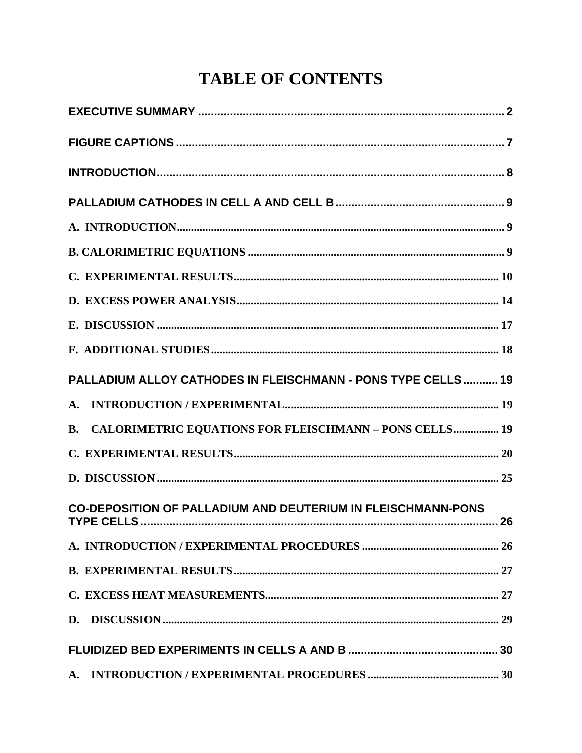# TABLE OF CONTENTS

EXECUTIVE SUMMARY .................................................................................................... 2

FIGURE CAPTIONS ......................................................................................................... 7

INTRODUCTION................................................................................................................ 8

PALLADIUM CATHODES IN CELL A AND CELL B ..................................................... 9

A. INTRODUCTION.................................................................................................................. 9

B. CALORIMETRIC EQUATIONS ......................................................................................... 9

C. EXPERIMENTAL RESULTS............................................................................................. 10

D. EXCESS POWER ANALYSIS........................................................................................... 14

E. DISCUSSION ....................................................................................................................... 17

F. ADDITIONAL STUDIES.................................................................................................... 18

PALLADIUM ALLOY CATHODES IN FLEISCHMANN - PONS TYPE CELLS ........... 19

A. INTRODUCTION / EXPERIMENTAL........................................................................... 19

B. CALORIMETRIC EQUATIONS FOR FLEISCHMANN – PONS CELLS................ 19

C. EXPERIMENTAL RESULTS............................................................................................. 20

D. DISCUSSION ....................................................................................................................... 25

CO-DEPOSITION OF PALLADIUM AND DEUTERIUM IN FLEISCHMANN-PONS TYPE CELLS ................................................................................................................... 26

A. INTRODUCTION / EXPERIMENTAL PROCEDURES ................................................ 26

B. EXPERIMENTAL RESULTS............................................................................................. 27

C. EXCESS HEAT MEASUREMENTS.................................................................................. 27

D. DISCUSSION ...................................................................................................................... 29

FLUIDIZED BED EXPERIMENTS IN CELLS A AND B ................................................ 30

A. INTRODUCTION / EXPERIMENTAL PROCEDURES ............................................. 30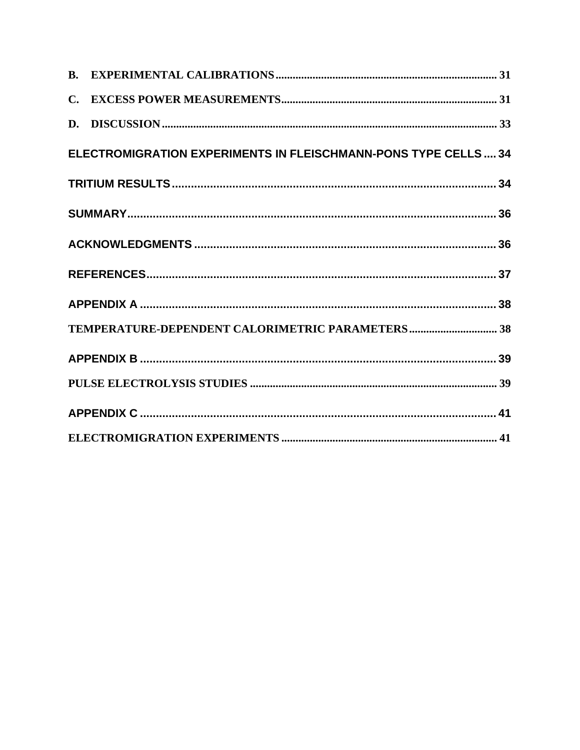B. EXPERIMENTAL CALIBRATIONS ........................................................................... 31

C. EXCESS POWER MEASUREMENTS ........................................................................... 31

D. DISCUSSION ........................................................................... 33

ELECTROMIGRATION EXPERIMENTS IN FLEISCHMANN-PONS TYPE CELLS .... 34

TRITIUM RESULTS ........................................................................... 34

SUMMARY ........................................................................... 36

ACKNOWLEDGMENTS ........................................................................... 36

REFERENCES ........................................................................... 37

APPENDIX A ........................................................................... 38

TEMPERATURE-DEPENDENT CALORIMETRIC PARAMETERS ........................................ 38

APPENDIX B ........................................................................... 39

PULSE ELECTROLYSIS STUDIES ........................................................................... 39

APPENDIX C ........................................................................... 41

ELECTROMIGRATION EXPERIMENTS ........................................................................... 41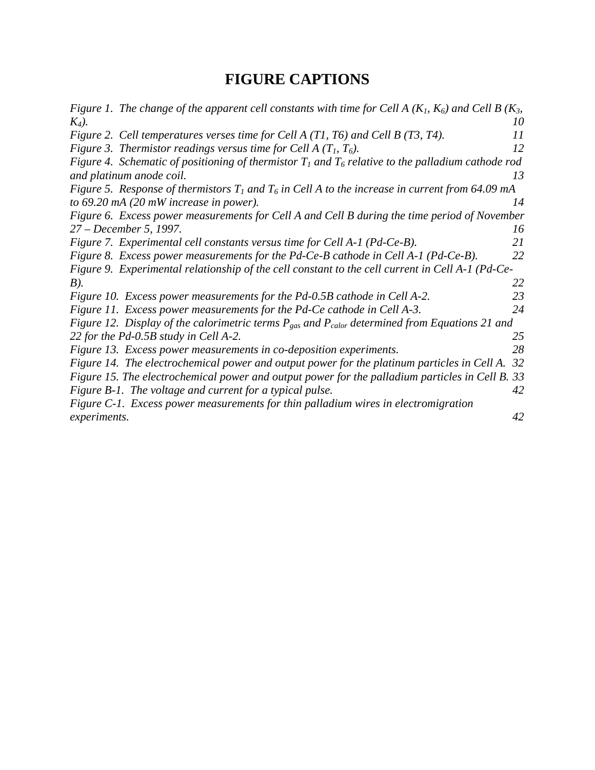# FIGURE CAPTIONS

*Figure 1. The change of the apparent cell constants with time for Cell A ($K_1$, $K_6$) and Cell B ($K_3$, $K_4$).* 10

*Figure 2. Cell temperatures verses time for Cell A (T1, T6) and Cell B (T3, T4).* 11

*Figure 3. Thermistor readings versus time for Cell A ($T_1$, $T_6$).* 12

*Figure 4. Schematic of positioning of thermistor $T_1$ and $T_6$ relative to the palladium cathode rod and platinum anode coil.* 13

*Figure 5. Response of thermistors $T_1$ and $T_6$ in Cell A to the increase in current from 64.09 mA to 69.20 mA (20 mW increase in power).* 14

*Figure 6. Excess power measurements for Cell A and Cell B during the time period of November 27 – December 5, 1997.* 16

*Figure 7. Experimental cell constants versus time for Cell A-1 (Pd-Ce-B).* 21

*Figure 8. Excess power measurements for the Pd-Ce-B cathode in Cell A-1 (Pd-Ce-B).* 22

*Figure 9. Experimental relationship of the cell constant to the cell current in Cell A-1 (Pd-Ce-B).* 22

*Figure 10. Excess power measurements for the Pd-0.5B cathode in Cell A-2.* 23

*Figure 11. Excess power measurements for the Pd-Ce cathode in Cell A-3.* 24

*Figure 12. Display of the calorimetric terms $P_{gas}$ and $P_{calor}$ determined from Equations 21 and 22 for the Pd-0.5B study in Cell A-2.* 25

*Figure 13. Excess power measurements in co-deposition experiments.* 28

*Figure 14. The electrochemical power and output power for the platinum particles in Cell A.* 32

*Figure 15. The electrochemical power and output power for the palladium particles in Cell B.* 33

*Figure B-1. The voltage and current for a typical pulse.* 42

*Figure C-1. Excess power measurements for thin palladium wires in electromigration experiments.* 42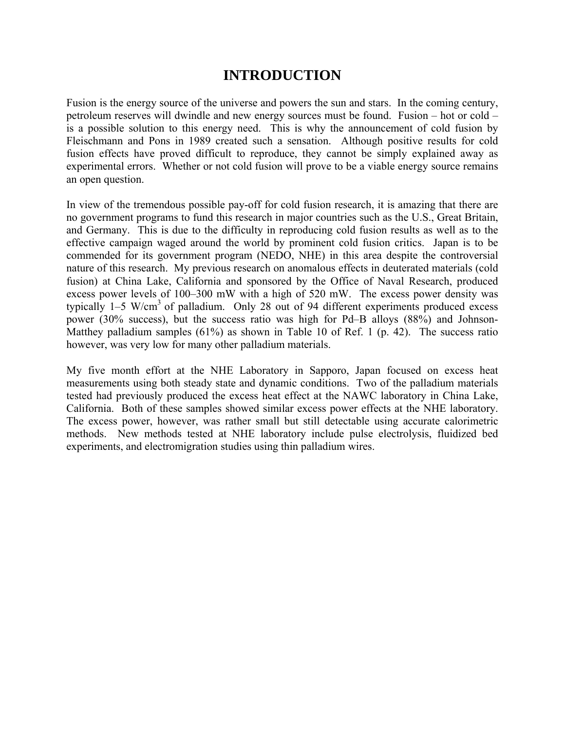# INTRODUCTION

Fusion is the energy source of the universe and powers the sun and stars. In the coming century, petroleum reserves will dwindle and new energy sources must be found. Fusion – hot or cold – is a possible solution to this energy need. This is why the announcement of cold fusion by Fleischmann and Pons in 1989 created such a sensation. Although positive results for cold fusion effects have proved difficult to reproduce, they cannot be simply explained away as experimental errors. Whether or not cold fusion will prove to be a viable energy source remains an open question.

In view of the tremendous possible pay-off for cold fusion research, it is amazing that there are no government programs to fund this research in major countries such as the U.S., Great Britain, and Germany. This is due to the difficulty in reproducing cold fusion results as well as to the effective campaign waged around the world by prominent cold fusion critics. Japan is to be commended for its government program (NEDO, NHE) in this area despite the controversial nature of this research. My previous research on anomalous effects in deuterated materials (cold fusion) at China Lake, California and sponsored by the Office of Naval Research, produced excess power levels of 100–300 mW with a high of 520 mW. The excess power density was typically 1–5 W/$cm^3$ of palladium. Only 28 out of 94 different experiments produced excess power (30% success), but the success ratio was high for Pd–B alloys (88%) and Johnson-Matthey palladium samples (61%) as shown in Table 10 of Ref. 1 (p. 42). The success ratio however, was very low for many other palladium materials.

My five month effort at the NHE Laboratory in Sapporo, Japan focused on excess heat measurements using both steady state and dynamic conditions. Two of the palladium materials tested had previously produced the excess heat effect at the NAWC laboratory in China Lake, California. Both of these samples showed similar excess power effects at the NHE laboratory. The excess power, however, was rather small but still detectable using accurate calorimetric methods. New methods tested at NHE laboratory include pulse electrolysis, fluidized bed experiments, and electromigration studies using thin palladium wires.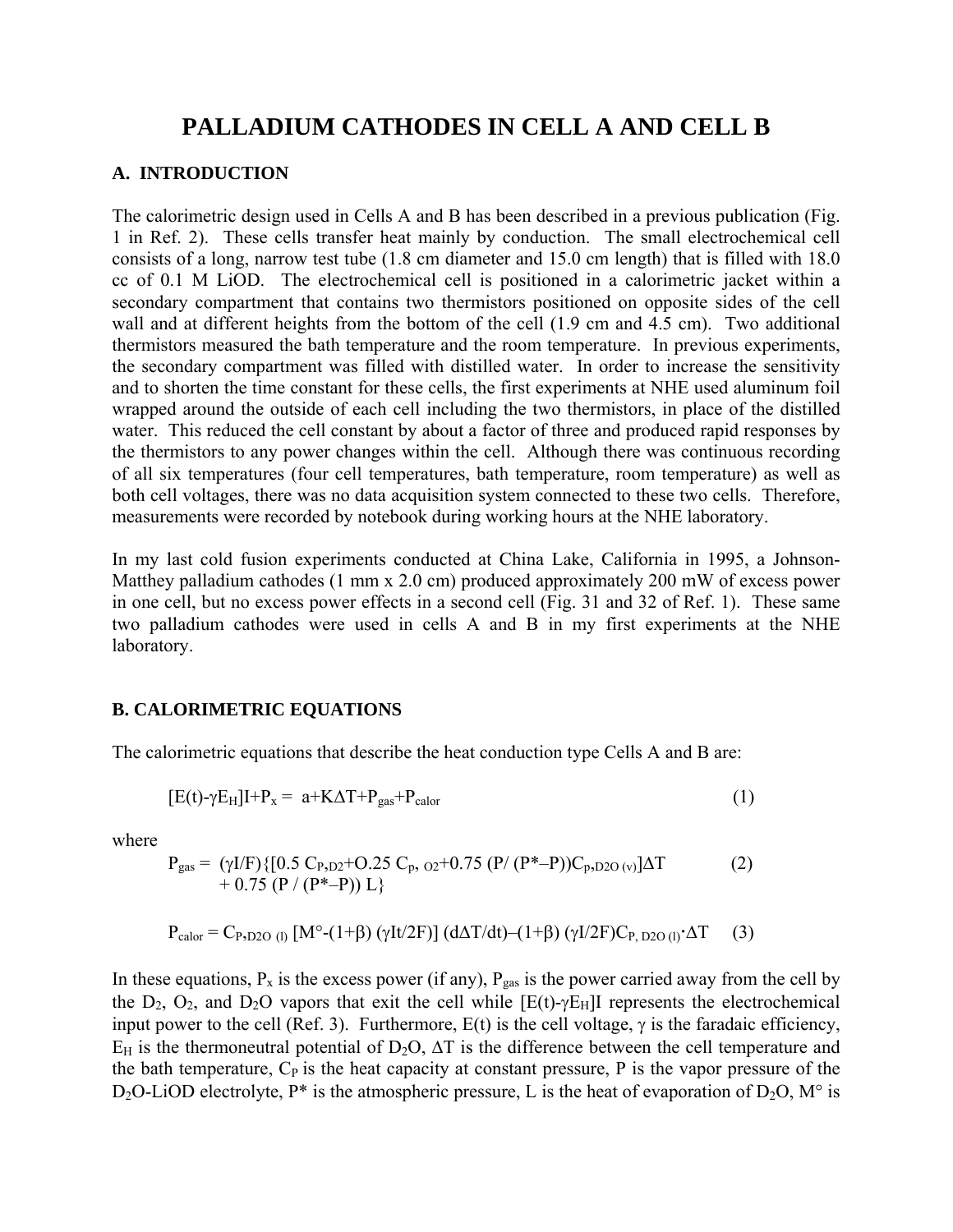# PALLADIUM CATHODES IN CELL A AND CELL B

## A. INTRODUCTION

The calorimetric design used in Cells A and B has been described in a previous publication (Fig. 1 in Ref. 2). These cells transfer heat mainly by conduction. The small electrochemical cell consists of a long, narrow test tube (1.8 cm diameter and 15.0 cm length) that is filled with 18.0 cc of 0.1 M LiOD. The electrochemical cell is positioned in a calorimetric jacket within a secondary compartment that contains two thermistors positioned on opposite sides of the cell wall and at different heights from the bottom of the cell (1.9 cm and 4.5 cm). Two additional thermistors measured the bath temperature and the room temperature. In previous experiments, the secondary compartment was filled with distilled water. In order to increase the sensitivity and to shorten the time constant for these cells, the first experiments at NHE used aluminum foil wrapped around the outside of each cell including the two thermistors, in place of the distilled water. This reduced the cell constant by about a factor of three and produced rapid responses by the thermistors to any power changes within the cell. Although there was continuous recording of all six temperatures (four cell temperatures, bath temperature, room temperature) as well as both cell voltages, there was no data acquisition system connected to these two cells. Therefore, measurements were recorded by notebook during working hours at the NHE laboratory.

In my last cold fusion experiments conducted at China Lake, California in 1995, a Johnson-Matthey palladium cathodes (1 mm x 2.0 cm) produced approximately 200 mW of excess power in one cell, but no excess power effects in a second cell (Fig. 31 and 32 of Ref. 1). These same two palladium cathodes were used in cells A and B in my first experiments at the NHE laboratory.

## B. CALORIMETRIC EQUATIONS

The calorimetric equations that describe the heat conduction type Cells A and B are:

$$[E(t)-\gamma E_H]I+P_x = a+K\Delta T+P_{gas}+P_{calor} \qquad (1)$$

where

$$P_{gas} = (\gamma I/F)\{[0.5\ C_{P,D2}+0.25\ C_{p,O2}+0.75\ (P/(P^*-P))C_{p,D2O\,(v)}]\Delta T + 0.75\ (P/(P^*-P))\ L\} \qquad (2)$$

$$P_{calor} = C_{P,D2O\,(l)}\ [M^\circ-(1+\beta)\ (\gamma It/2F)]\ (d\Delta T/dt)-(1+\beta)\ (\gamma I/2F)C_{P,\,D2O\,(l)}\cdot\Delta T \qquad (3)$$

In these equations, $P_x$ is the excess power (if any), $P_{gas}$ is the power carried away from the cell by the $D_2$, $O_2$, and $D_2O$ vapors that exit the cell while $[E(t)-\gamma E_H]I$ represents the electrochemical input power to the cell (Ref. 3). Furthermore, E(t) is the cell voltage, $\gamma$ is the faradaic efficiency, $E_H$ is the thermoneutral potential of $D_2O$, $\Delta T$ is the difference between the cell temperature and the bath temperature, $C_P$ is the heat capacity at constant pressure, P is the vapor pressure of the $D_2O$-LiOD electrolyte, P* is the atmospheric pressure, L is the heat of evaporation of $D_2O$, M° is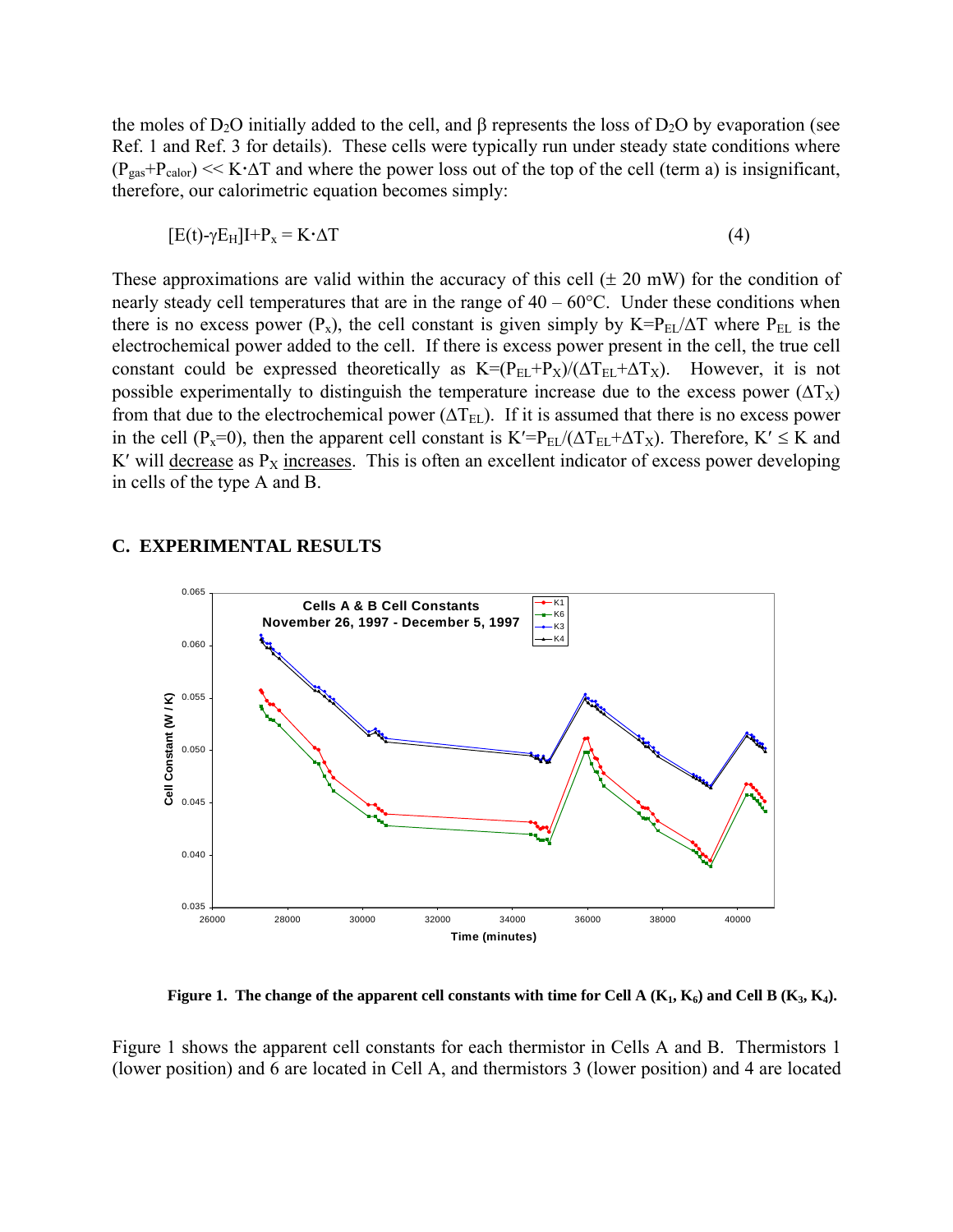the moles of $D_2O$ initially added to the cell, and β represents the loss of $D_2O$ by evaporation (see Ref. 1 and Ref. 3 for details). These cells were typically run under steady state conditions where $(P_{gas}+P_{calor}) << K \cdot \Delta T$ and where the power loss out of the top of the cell (term a) is insignificant, therefore, our calorimetric equation becomes simply:

$$[E(t)-\gamma E_H]I+P_x = K \cdot \Delta T \tag{4}$$

These approximations are valid within the accuracy of this cell (± 20 mW) for the condition of nearly steady cell temperatures that are in the range of 40 – 60°C. Under these conditions when there is no excess power ($P_x$), the cell constant is given simply by $K=P_{EL}/\Delta T$ where $P_{EL}$ is the electrochemical power added to the cell. If there is excess power present in the cell, the true cell constant could be expressed theoretically as $K=(P_{EL}+P_X)/(\Delta T_{EL}+\Delta T_X)$. However, it is not possible experimentally to distinguish the temperature increase due to the excess power ($\Delta T_X$) from that due to the electrochemical power ($\Delta T_{EL}$). If it is assumed that there is no excess power in the cell ($P_x=0$), then the apparent cell constant is $K'=P_{EL}/(\Delta T_{EL}+\Delta T_X)$. Therefore, $K' \leq K$ and $K'$ will decrease as $P_X$ increases. This is often an excellent indicator of excess power developing in cells of the type A and B.

## C. EXPERIMENTAL RESULTS

**Figure 1. The change of the apparent cell constants with time for Cell A ($K_1$, $K_6$) and Cell B ($K_3$, $K_4$).**

Figure 1 shows the apparent cell constants for each thermistor in Cells A and B. Thermistors 1 (lower position) and 6 are located in Cell A, and thermistors 3 (lower position) and 4 are located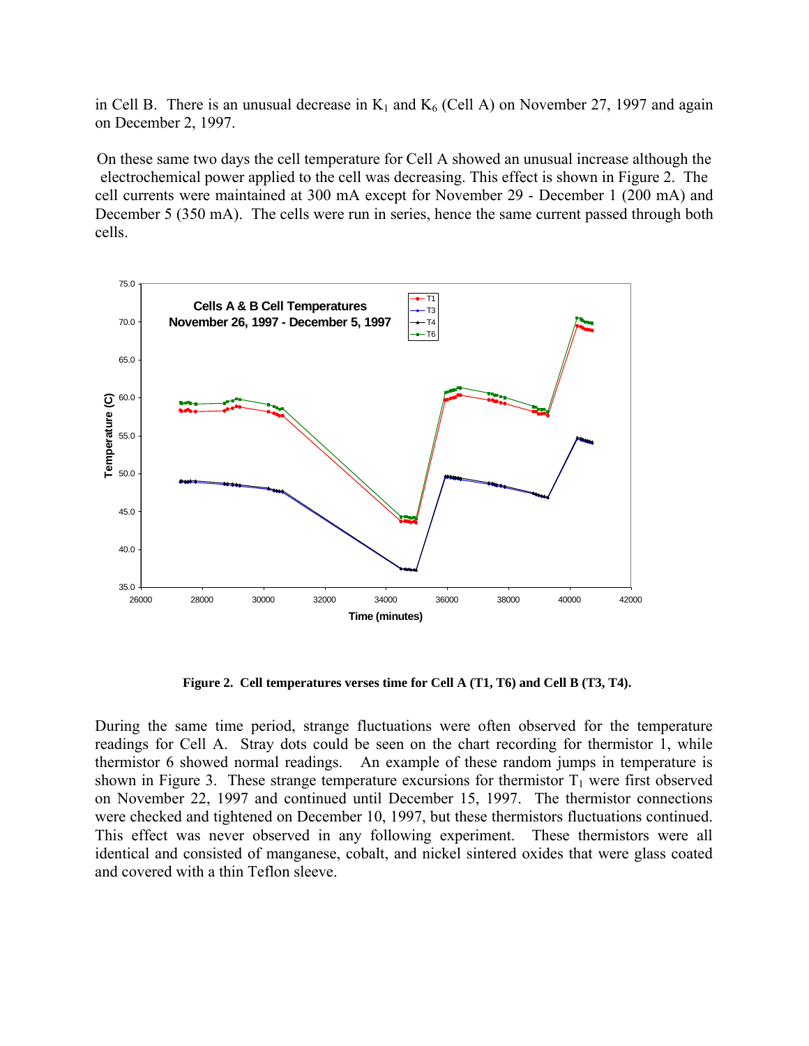in Cell B. There is an unusual decrease in $K_1$ and $K_6$ (Cell A) on November 27, 1997 and again on December 2, 1997.

On these same two days the cell temperature for Cell A showed an unusual increase although the electrochemical power applied to the cell was decreasing. This effect is shown in Figure 2. The cell currents were maintained at 300 mA except for November 29 - December 1 (200 mA) and December 5 (350 mA). The cells were run in series, hence the same current passed through both cells.

**Figure 2. Cell temperatures verses time for Cell A (T1, T6) and Cell B (T3, T4).**

During the same time period, strange fluctuations were often observed for the temperature readings for Cell A. Stray dots could be seen on the chart recording for thermistor 1, while thermistor 6 showed normal readings. An example of these random jumps in temperature is shown in Figure 3. These strange temperature excursions for thermistor $T_1$ were first observed on November 22, 1997 and continued until December 15, 1997. The thermistor connections were checked and tightened on December 10, 1997, but these thermistors fluctuations continued. This effect was never observed in any following experiment. These thermistors were all identical and consisted of manganese, cobalt, and nickel sintered oxides that were glass coated and covered with a thin Teflon sleeve.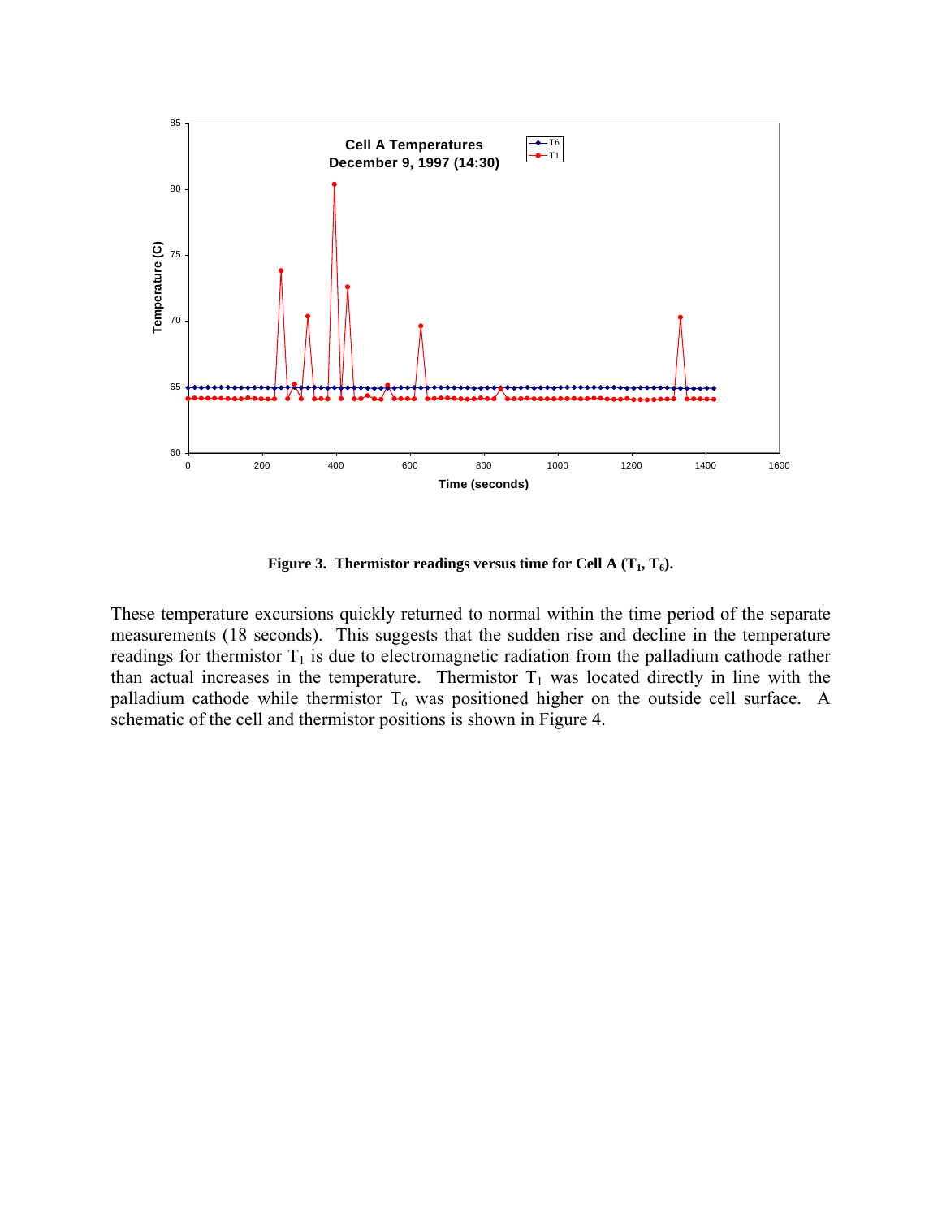**Figure 3. Thermistor readings versus time for Cell A ($T_1$, $T_6$).**

These temperature excursions quickly returned to normal within the time period of the separate measurements (18 seconds). This suggests that the sudden rise and decline in the temperature readings for thermistor $T_1$ is due to electromagnetic radiation from the palladium cathode rather than actual increases in the temperature. Thermistor $T_1$ was located directly in line with the palladium cathode while thermistor $T_6$ was positioned higher on the outside cell surface. A schematic of the cell and thermistor positions is shown in Figure 4.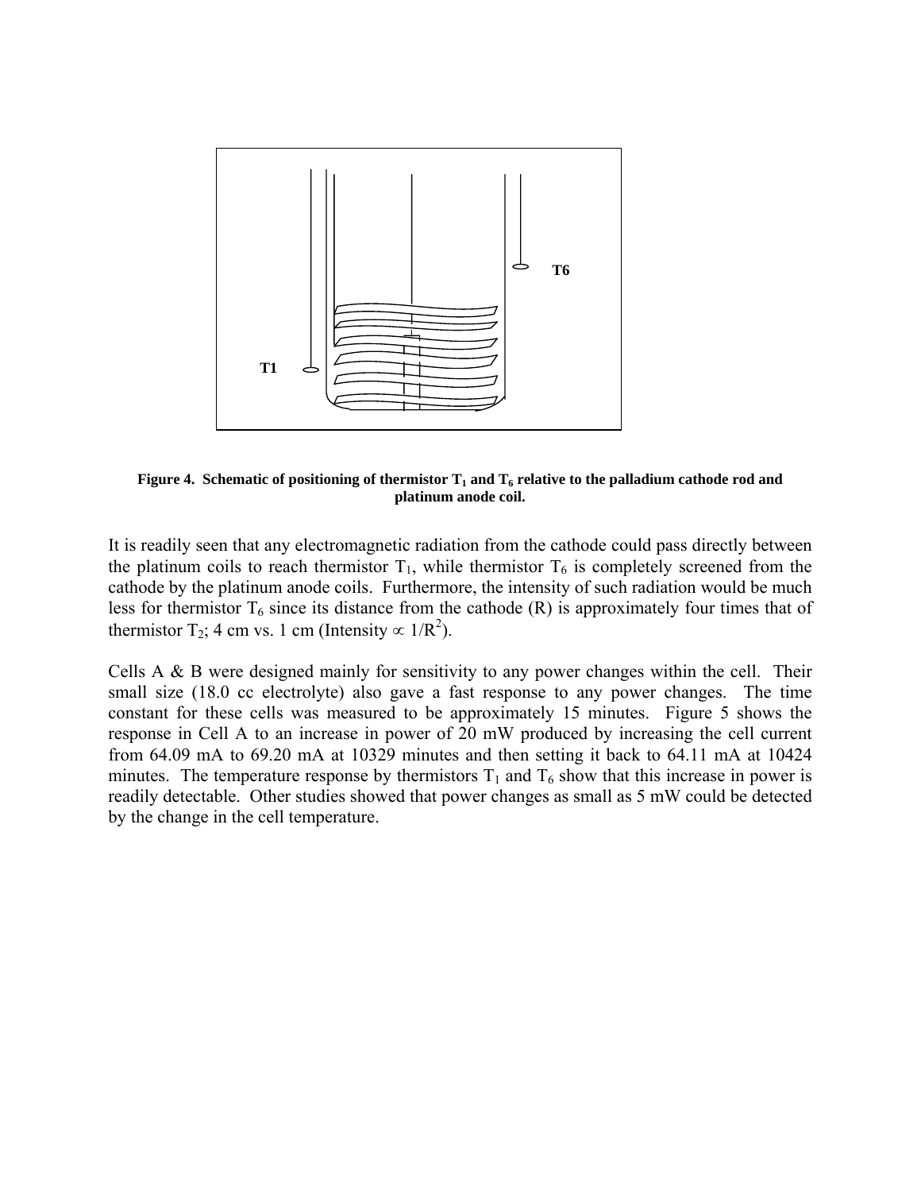**Figure 4. Schematic of positioning of thermistor $T_1$ and $T_6$ relative to the palladium cathode rod and platinum anode coil.**

It is readily seen that any electromagnetic radiation from the cathode could pass directly between the platinum coils to reach thermistor $T_1$, while thermistor $T_6$ is completely screened from the cathode by the platinum anode coils. Furthermore, the intensity of such radiation would be much less for thermistor $T_6$ since its distance from the cathode (R) is approximately four times that of thermistor $T_2$; 4 cm vs. 1 cm (Intensity $\propto 1/R^2$).

Cells A & B were designed mainly for sensitivity to any power changes within the cell. Their small size (18.0 cc electrolyte) also gave a fast response to any power changes. The time constant for these cells was measured to be approximately 15 minutes. Figure 5 shows the response in Cell A to an increase in power of 20 mW produced by increasing the cell current from 64.09 mA to 69.20 mA at 10329 minutes and then setting it back to 64.11 mA at 10424 minutes. The temperature response by thermistors $T_1$ and $T_6$ show that this increase in power is readily detectable. Other studies showed that power changes as small as 5 mW could be detected by the change in the cell temperature.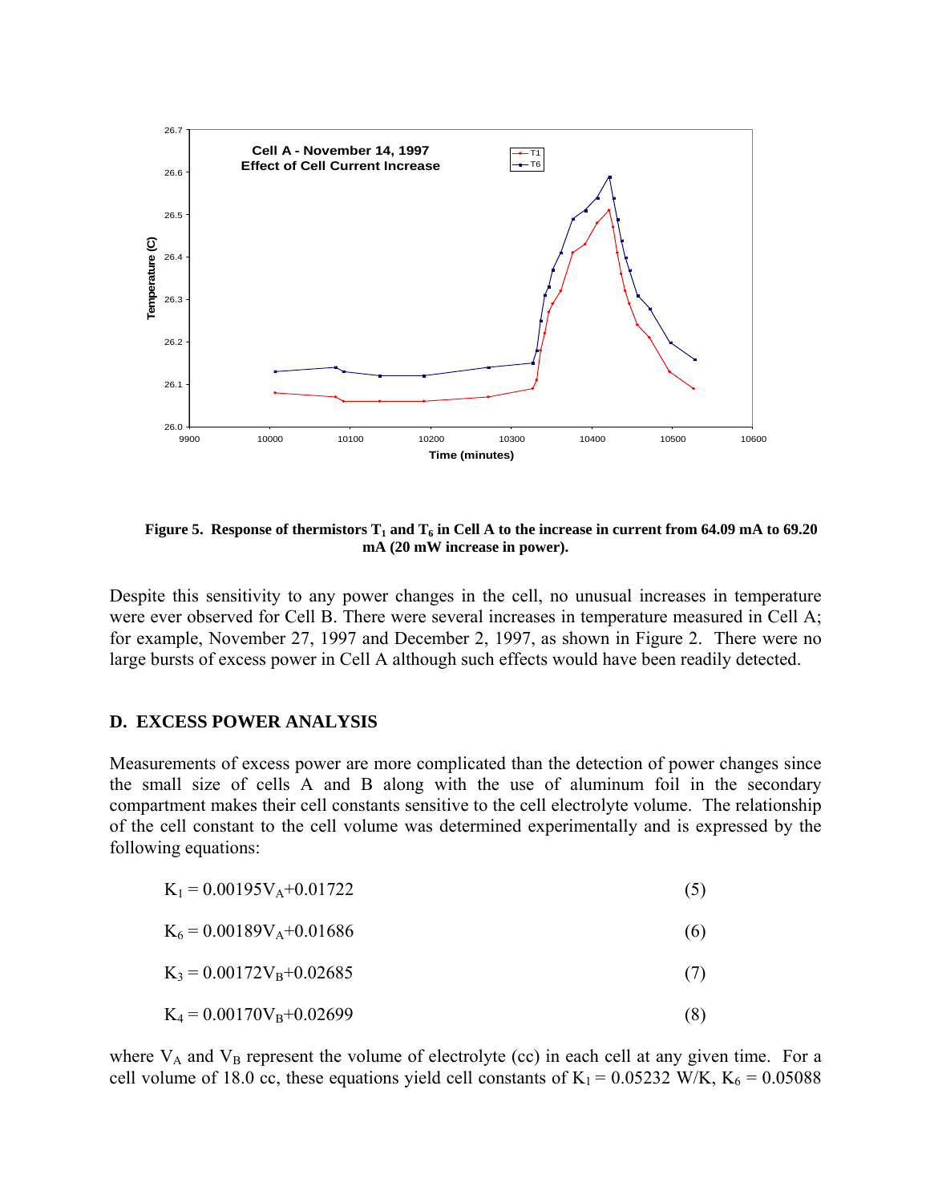Figure 5. Response of thermistors $T_1$ and $T_6$ in Cell A to the increase in current from 64.09 mA to 69.20 mA (20 mW increase in power).

Despite this sensitivity to any power changes in the cell, no unusual increases in temperature were ever observed for Cell B. There were several increases in temperature measured in Cell A; for example, November 27, 1997 and December 2, 1997, as shown in Figure 2. There were no large bursts of excess power in Cell A although such effects would have been readily detected.

## D. EXCESS POWER ANALYSIS

Measurements of excess power are more complicated than the detection of power changes since the small size of cells A and B along with the use of aluminum foil in the secondary compartment makes their cell constants sensitive to the cell electrolyte volume. The relationship of the cell constant to the cell volume was determined experimentally and is expressed by the following equations:

$$K_1 = 0.00195V_A+0.01722 \quad (5)$$

$$K_6 = 0.00189V_A+0.01686 \quad (6)$$

$$K_3 = 0.00172V_B+0.02685 \quad (7)$$

$$K_4 = 0.00170V_B+0.02699 \quad (8)$$

where $V_A$ and $V_B$ represent the volume of electrolyte (cc) in each cell at any given time. For a cell volume of 18.0 cc, these equations yield cell constants of $K_1$ = 0.05232 W/K, $K_6$ = 0.05088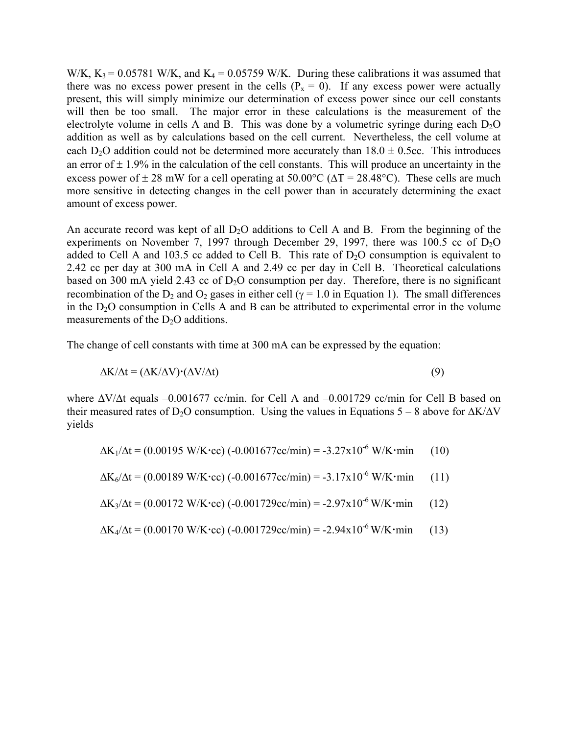W/K, $K_3$ = 0.05781 W/K, and $K_4$ = 0.05759 W/K. During these calibrations it was assumed that there was no excess power present in the cells ($P_x = 0$). If any excess power were actually present, this will simply minimize our determination of excess power since our cell constants will then be too small. The major error in these calculations is the measurement of the electrolyte volume in cells A and B. This was done by a volumetric syringe during each $D_2O$ addition as well as by calculations based on the cell current. Nevertheless, the cell volume at each $D_2O$ addition could not be determined more accurately than 18.0 ± 0.5cc. This introduces an error of ± 1.9% in the calculation of the cell constants. This will produce an uncertainty in the excess power of ± 28 mW for a cell operating at 50.00°C (ΔT = 28.48°C). These cells are much more sensitive in detecting changes in the cell power than in accurately determining the exact amount of excess power.

An accurate record was kept of all $D_2O$ additions to Cell A and B. From the beginning of the experiments on November 7, 1997 through December 29, 1997, there was 100.5 cc of $D_2O$ added to Cell A and 103.5 cc added to Cell B. This rate of $D_2O$ consumption is equivalent to 2.42 cc per day at 300 mA in Cell A and 2.49 cc per day in Cell B. Theoretical calculations based on 300 mA yield 2.43 cc of $D_2O$ consumption per day. Therefore, there is no significant recombination of the $D_2$ and $O_2$ gases in either cell ($\gamma = 1.0$ in Equation 1). The small differences in the $D_2O$ consumption in Cells A and B can be attributed to experimental error in the volume measurements of the $D_2O$ additions.

The change of cell constants with time at 300 mA can be expressed by the equation:

$$\Delta K/\Delta t = (\Delta K/\Delta V)\cdot(\Delta V/\Delta t) \qquad (9)$$

where $\Delta V/\Delta t$ equals –0.001677 cc/min. for Cell A and –0.001729 cc/min for Cell B based on their measured rates of $D_2O$ consumption. Using the values in Equations 5 – 8 above for $\Delta K/\Delta V$ yields

$$\Delta K_1/\Delta t = (0.00195 \text{ W/K}\cdot\text{cc})\ (-0.001677\text{cc/min}) = -3.27\text{x}10^{-6} \text{ W/K}\cdot\text{min} \qquad (10)$$

$$\Delta K_6/\Delta t = (0.00189 \text{ W/K}\cdot\text{cc})\ (-0.001677\text{cc/min}) = -3.17\text{x}10^{-6} \text{ W/K}\cdot\text{min} \qquad (11)$$

$$\Delta K_3/\Delta t = (0.00172 \text{ W/K}\cdot\text{cc})\ (-0.001729\text{cc/min}) = -2.97\text{x}10^{-6} \text{ W/K}\cdot\text{min} \qquad (12)$$

$$\Delta K_4/\Delta t = (0.00170 \text{ W/K}\cdot\text{cc})\ (-0.001729\text{cc/min}) = -2.94\text{x}10^{-6} \text{ W/K}\cdot\text{min} \qquad (13)$$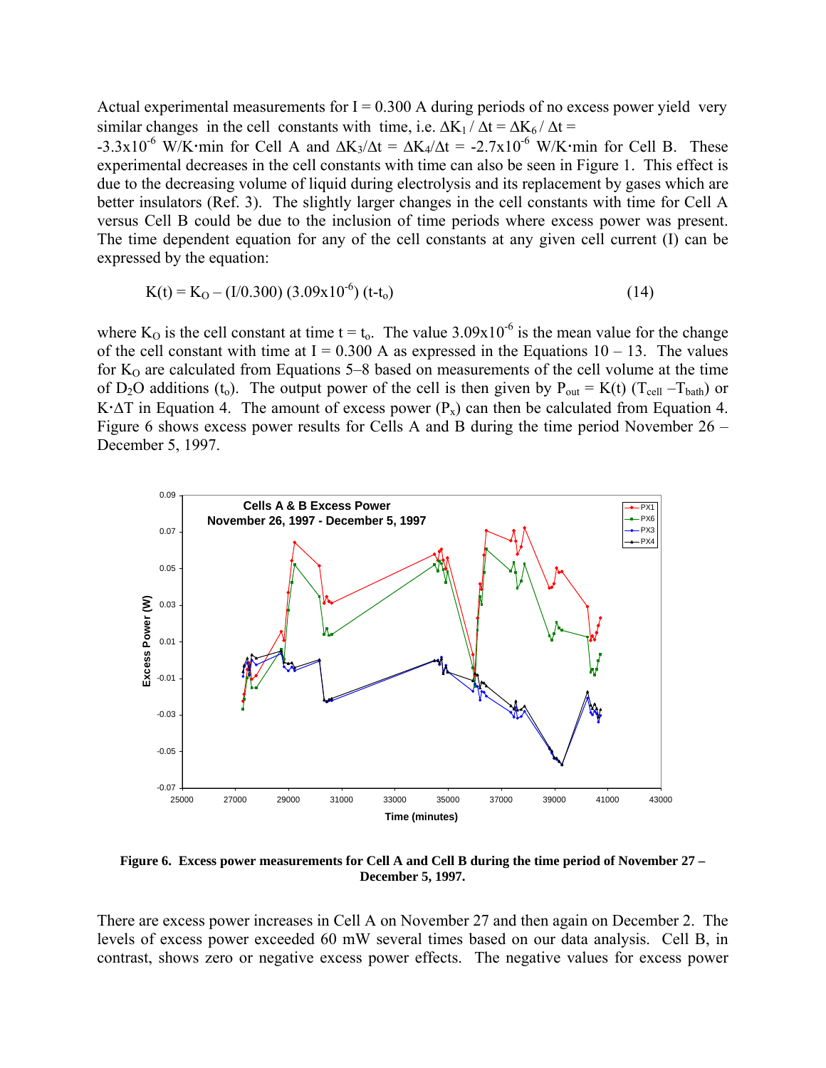Actual experimental measurements for I = 0.300 A during periods of no excess power yield very similar changes in the cell constants with time, i.e. $\Delta K_1 / \Delta t = \Delta K_6 / \Delta t = -3.3\times10^{-6}$ W/K·min for Cell A and $\Delta K_3/\Delta t = \Delta K_4/\Delta t = -2.7\times10^{-6}$ W/K·min for Cell B. These experimental decreases in the cell constants with time can also be seen in Figure 1. This effect is due to the decreasing volume of liquid during electrolysis and its replacement by gases which are better insulators (Ref. 3). The slightly larger changes in the cell constants with time for Cell A versus Cell B could be due to the inclusion of time periods where excess power was present. The time dependent equation for any of the cell constants at any given cell current (I) can be expressed by the equation:

$$K(t) = K_O - (I/0.300)\,(3.09\times10^{-6})\,(t-t_o) \tag{14}$$

where $K_O$ is the cell constant at time $t = t_o$. The value $3.09\times10^{-6}$ is the mean value for the change of the cell constant with time at I = 0.300 A as expressed in the Equations 10 – 13. The values for $K_O$ are calculated from Equations 5–8 based on measurements of the cell volume at the time of $D_2O$ additions ($t_o$). The output power of the cell is then given by $P_{out} = K(t)\,(T_{cell} - T_{bath})$ or $K\cdot\Delta T$ in Equation 4. The amount of excess power ($P_x$) can then be calculated from Equation 4. Figure 6 shows excess power results for Cells A and B during the time period November 26 – December 5, 1997.

**Figure 6. Excess power measurements for Cell A and Cell B during the time period of November 27 – December 5, 1997.**

There are excess power increases in Cell A on November 27 and then again on December 2. The levels of excess power exceeded 60 mW several times based on our data analysis. Cell B, in contrast, shows zero or negative excess power effects. The negative values for excess power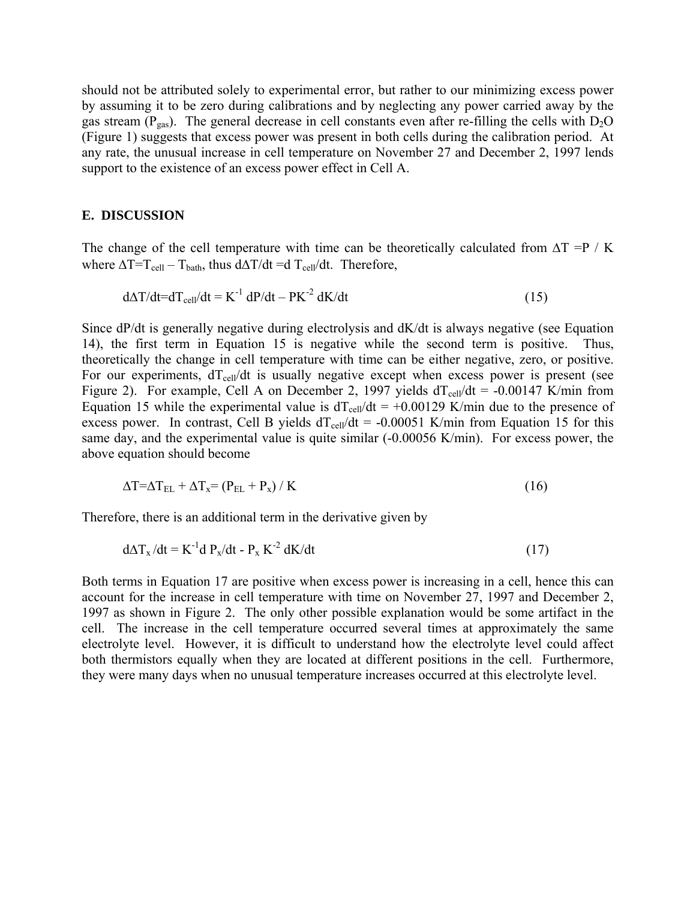should not be attributed solely to experimental error, but rather to our minimizing excess power by assuming it to be zero during calibrations and by neglecting any power carried away by the gas stream ($P_{gas}$). The general decrease in cell constants even after re-filling the cells with $D_2O$ (Figure 1) suggests that excess power was present in both cells during the calibration period. At any rate, the unusual increase in cell temperature on November 27 and December 2, 1997 lends support to the existence of an excess power effect in Cell A.

## E. DISCUSSION

The change of the cell temperature with time can be theoretically calculated from $\Delta T = P / K$ where $\Delta T = T_{cell} - T_{bath}$, thus $d\Delta T/dt = d\,T_{cell}/dt$. Therefore,

$$d\Delta T/dt = dT_{cell}/dt = K^{-1}\, dP/dt - PK^{-2}\, dK/dt \qquad (15)$$

Since $dP/dt$ is generally negative during electrolysis and $dK/dt$ is always negative (see Equation 14), the first term in Equation 15 is negative while the second term is positive. Thus, theoretically the change in cell temperature with time can be either negative, zero, or positive. For our experiments, $dT_{cell}/dt$ is usually negative except when excess power is present (see Figure 2). For example, Cell A on December 2, 1997 yields $dT_{cell}/dt = -0.00147$ K/min from Equation 15 while the experimental value is $dT_{cell}/dt = +0.00129$ K/min due to the presence of excess power. In contrast, Cell B yields $dT_{cell}/dt = -0.00051$ K/min from Equation 15 for this same day, and the experimental value is quite similar (-0.00056 K/min). For excess power, the above equation should become

$$\Delta T = \Delta T_{EL} + \Delta T_x = (P_{EL} + P_x) / K \qquad (16)$$

Therefore, there is an additional term in the derivative given by

$$d\Delta T_x /dt = K^{-1} d\, P_x/dt - P_x\, K^{-2}\, dK/dt \qquad (17)$$

Both terms in Equation 17 are positive when excess power is increasing in a cell, hence this can account for the increase in cell temperature with time on November 27, 1997 and December 2, 1997 as shown in Figure 2. The only other possible explanation would be some artifact in the cell. The increase in the cell temperature occurred several times at approximately the same electrolyte level. However, it is difficult to understand how the electrolyte level could affect both thermistors equally when they are located at different positions in the cell. Furthermore, they were many days when no unusual temperature increases occurred at this electrolyte level.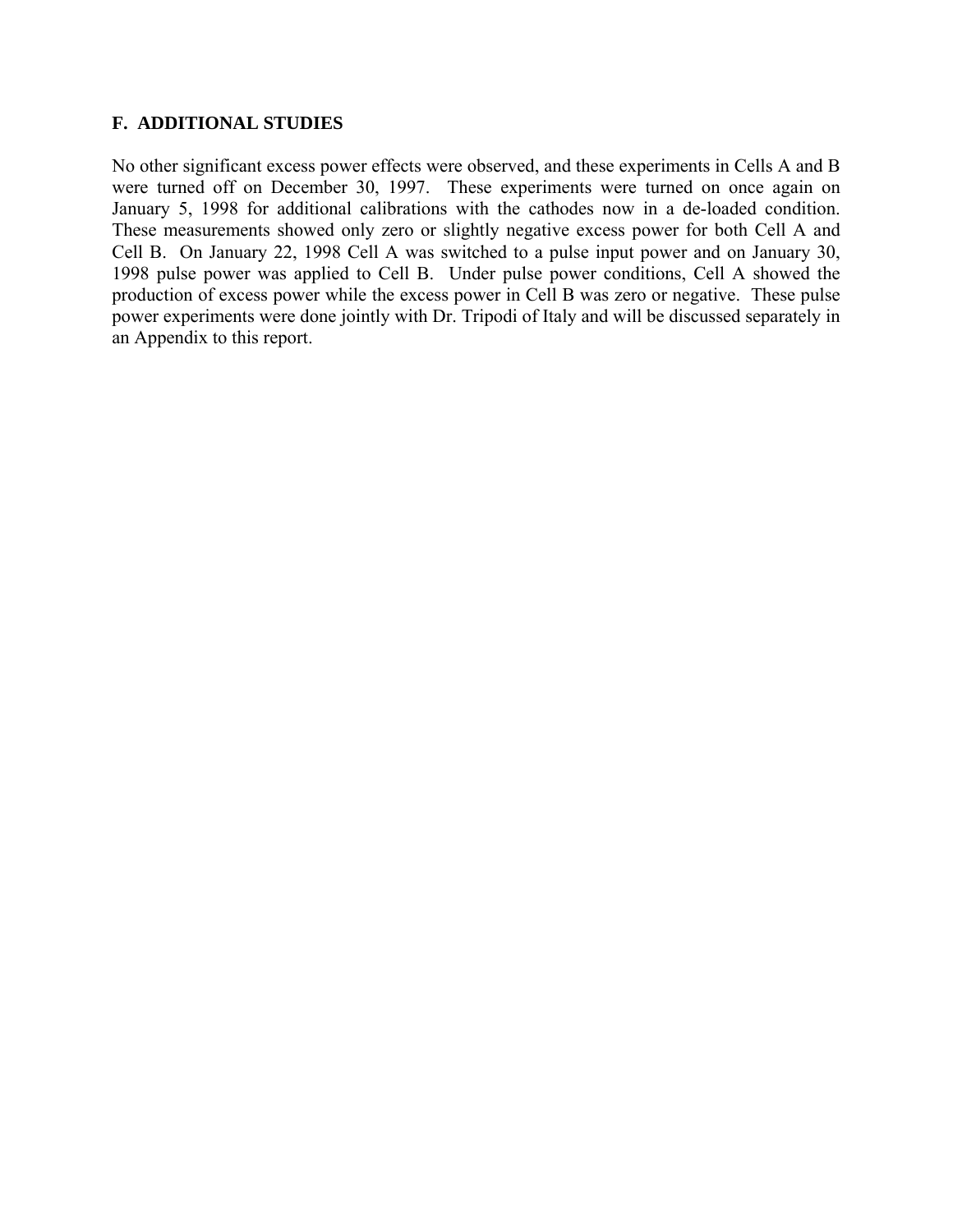## F. ADDITIONAL STUDIES

No other significant excess power effects were observed, and these experiments in Cells A and B were turned off on December 30, 1997. These experiments were turned on once again on January 5, 1998 for additional calibrations with the cathodes now in a de-loaded condition. These measurements showed only zero or slightly negative excess power for both Cell A and Cell B. On January 22, 1998 Cell A was switched to a pulse input power and on January 30, 1998 pulse power was applied to Cell B. Under pulse power conditions, Cell A showed the production of excess power while the excess power in Cell B was zero or negative. These pulse power experiments were done jointly with Dr. Tripodi of Italy and will be discussed separately in an Appendix to this report.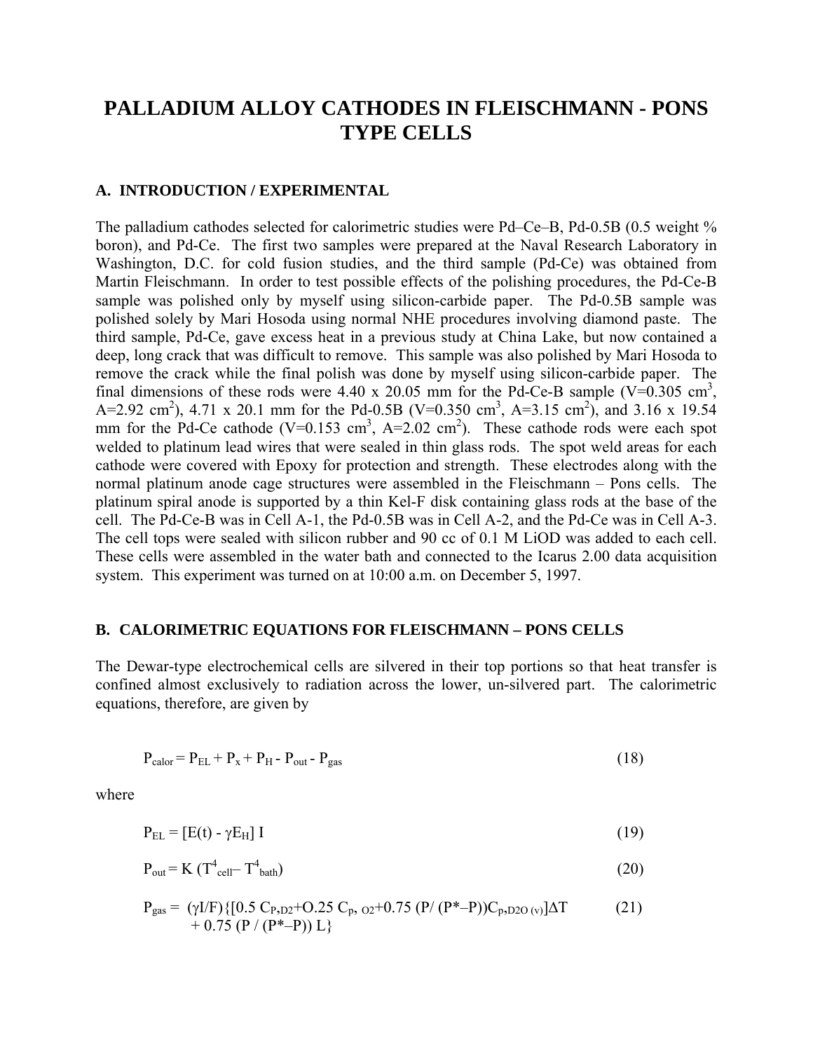# PALLADIUM ALLOY CATHODES IN FLEISCHMANN - PONS TYPE CELLS

## A. INTRODUCTION / EXPERIMENTAL

The palladium cathodes selected for calorimetric studies were Pd–Ce–B, Pd-0.5B (0.5 weight % boron), and Pd-Ce. The first two samples were prepared at the Naval Research Laboratory in Washington, D.C. for cold fusion studies, and the third sample (Pd-Ce) was obtained from Martin Fleischmann. In order to test possible effects of the polishing procedures, the Pd-Ce-B sample was polished only by myself using silicon-carbide paper. The Pd-0.5B sample was polished solely by Mari Hosoda using normal NHE procedures involving diamond paste. The third sample, Pd-Ce, gave excess heat in a previous study at China Lake, but now contained a deep, long crack that was difficult to remove. This sample was also polished by Mari Hosoda to remove the crack while the final polish was done by myself using silicon-carbide paper. The final dimensions of these rods were 4.40 x 20.05 mm for the Pd-Ce-B sample (V=0.305 $cm^3$, A=2.92 $cm^2$), 4.71 x 20.1 mm for the Pd-0.5B (V=0.350 $cm^3$, A=3.15 $cm^2$), and 3.16 x 19.54 mm for the Pd-Ce cathode (V=0.153 $cm^3$, A=2.02 $cm^2$). These cathode rods were each spot welded to platinum lead wires that were sealed in thin glass rods. The spot weld areas for each cathode were covered with Epoxy for protection and strength. These electrodes along with the normal platinum anode cage structures were assembled in the Fleischmann – Pons cells. The platinum spiral anode is supported by a thin Kel-F disk containing glass rods at the base of the cell. The Pd-Ce-B was in Cell A-1, the Pd-0.5B was in Cell A-2, and the Pd-Ce was in Cell A-3. The cell tops were sealed with silicon rubber and 90 cc of 0.1 M LiOD was added to each cell. These cells were assembled in the water bath and connected to the Icarus 2.00 data acquisition system. This experiment was turned on at 10:00 a.m. on December 5, 1997.

## B. CALORIMETRIC EQUATIONS FOR FLEISCHMANN – PONS CELLS

The Dewar-type electrochemical cells are silvered in their top portions so that heat transfer is confined almost exclusively to radiation across the lower, un-silvered part. The calorimetric equations, therefore, are given by

$$P_{calor} = P_{EL} + P_x + P_H - P_{out} - P_{gas} \tag{18}$$

where

$$P_{EL} = [E(t) - \gamma E_H]\, I \tag{19}$$

$$P_{out} = K\,(T^4_{cell} - T^4_{bath}) \tag{20}$$

$$P_{gas} = (\gamma I/F)\{[0.5\, C_{P,D2} + 0.25\, C_{p,O2} + 0.75\,(P/(P^* - P))C_{p,D2O(v)}]\Delta T + 0.75\,(P/(P^* - P))\, L\} \tag{21}$$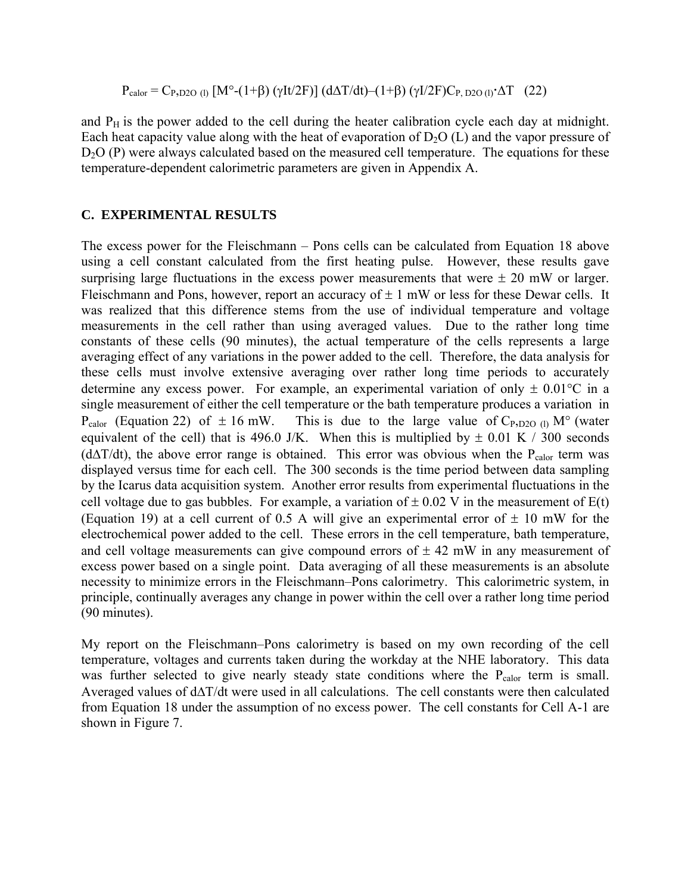$$P_{calor} = C_{P,D2O\ (l)}\ [M^{\circ}\text{-}(1+\beta)\ (\gamma It/2F)]\ (d\Delta T/dt) – (1+\beta)\ (\gamma I/2F) C_{P,\ D2O\ (l)} \cdot \Delta T \quad (22)$$

and $P_H$ is the power added to the cell during the heater calibration cycle each day at midnight. Each heat capacity value along with the heat of evaporation of $D_2O$ (L) and the vapor pressure of $D_2O$ (P) were always calculated based on the measured cell temperature. The equations for these temperature-dependent calorimetric parameters are given in Appendix A.

## C. EXPERIMENTAL RESULTS

The excess power for the Fleischmann – Pons cells can be calculated from Equation 18 above using a cell constant calculated from the first heating pulse. However, these results gave surprising large fluctuations in the excess power measurements that were ± 20 mW or larger. Fleischmann and Pons, however, report an accuracy of ± 1 mW or less for these Dewar cells. It was realized that this difference stems from the use of individual temperature and voltage measurements in the cell rather than using averaged values. Due to the rather long time constants of these cells (90 minutes), the actual temperature of the cells represents a large averaging effect of any variations in the power added to the cell. Therefore, the data analysis for these cells must involve extensive averaging over rather long time periods to accurately determine any excess power. For example, an experimental variation of only ± 0.01°C in a single measurement of either the cell temperature or the bath temperature produces a variation in $P_{calor}$ (Equation 22) of ± 16 mW. This is due to the large value of $C_{P,D2O\ (l)}\ M^{\circ}$ (water equivalent of the cell) that is 496.0 J/K. When this is multiplied by ± 0.01 K / 300 seconds ($d\Delta T/dt$), the above error range is obtained. This error was obvious when the $P_{calor}$ term was displayed versus time for each cell. The 300 seconds is the time period between data sampling by the Icarus data acquisition system. Another error results from experimental fluctuations in the cell voltage due to gas bubbles. For example, a variation of ± 0.02 V in the measurement of E(t) (Equation 19) at a cell current of 0.5 A will give an experimental error of ± 10 mW for the electrochemical power added to the cell. These errors in the cell temperature, bath temperature, and cell voltage measurements can give compound errors of ± 42 mW in any measurement of excess power based on a single point. Data averaging of all these measurements is an absolute necessity to minimize errors in the Fleischmann–Pons calorimetry. This calorimetric system, in principle, continually averages any change in power within the cell over a rather long time period (90 minutes).

My report on the Fleischmann–Pons calorimetry is based on my own recording of the cell temperature, voltages and currents taken during the workday at the NHE laboratory. This data was further selected to give nearly steady state conditions where the $P_{calor}$ term is small. Averaged values of $d\Delta T/dt$ were used in all calculations. The cell constants were then calculated from Equation 18 under the assumption of no excess power. The cell constants for Cell A-1 are shown in Figure 7.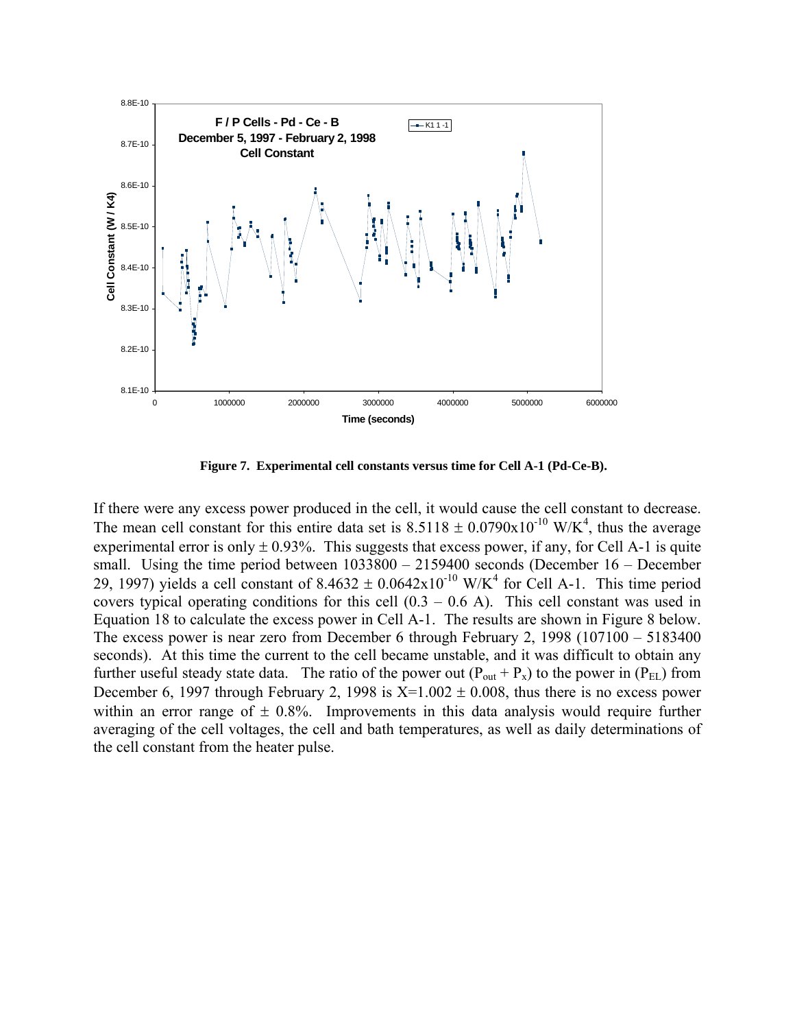**Figure 7. Experimental cell constants versus time for Cell A-1 (Pd-Ce-B).**

If there were any excess power produced in the cell, it would cause the cell constant to decrease. The mean cell constant for this entire data set is $8.5118 \pm 0.0790 \times 10^{-10}$ W/K$^4$, thus the average experimental error is only $\pm$ 0.93%. This suggests that excess power, if any, for Cell A-1 is quite small. Using the time period between 1033800 – 2159400 seconds (December 16 – December 29, 1997) yields a cell constant of $8.4632 \pm 0.0642 \times 10^{-10}$ W/K$^4$ for Cell A-1. This time period covers typical operating conditions for this cell (0.3 – 0.6 A). This cell constant was used in Equation 18 to calculate the excess power in Cell A-1. The results are shown in Figure 8 below. The excess power is near zero from December 6 through February 2, 1998 (107100 – 5183400 seconds). At this time the current to the cell became unstable, and it was difficult to obtain any further useful steady state data. The ratio of the power out ($P_{out} + P_x$) to the power in ($P_{EL}$) from December 6, 1997 through February 2, 1998 is $X=1.002 \pm 0.008$, thus there is no excess power within an error range of $\pm$ 0.8%. Improvements in this data analysis would require further averaging of the cell voltages, the cell and bath temperatures, as well as daily determinations of the cell constant from the heater pulse.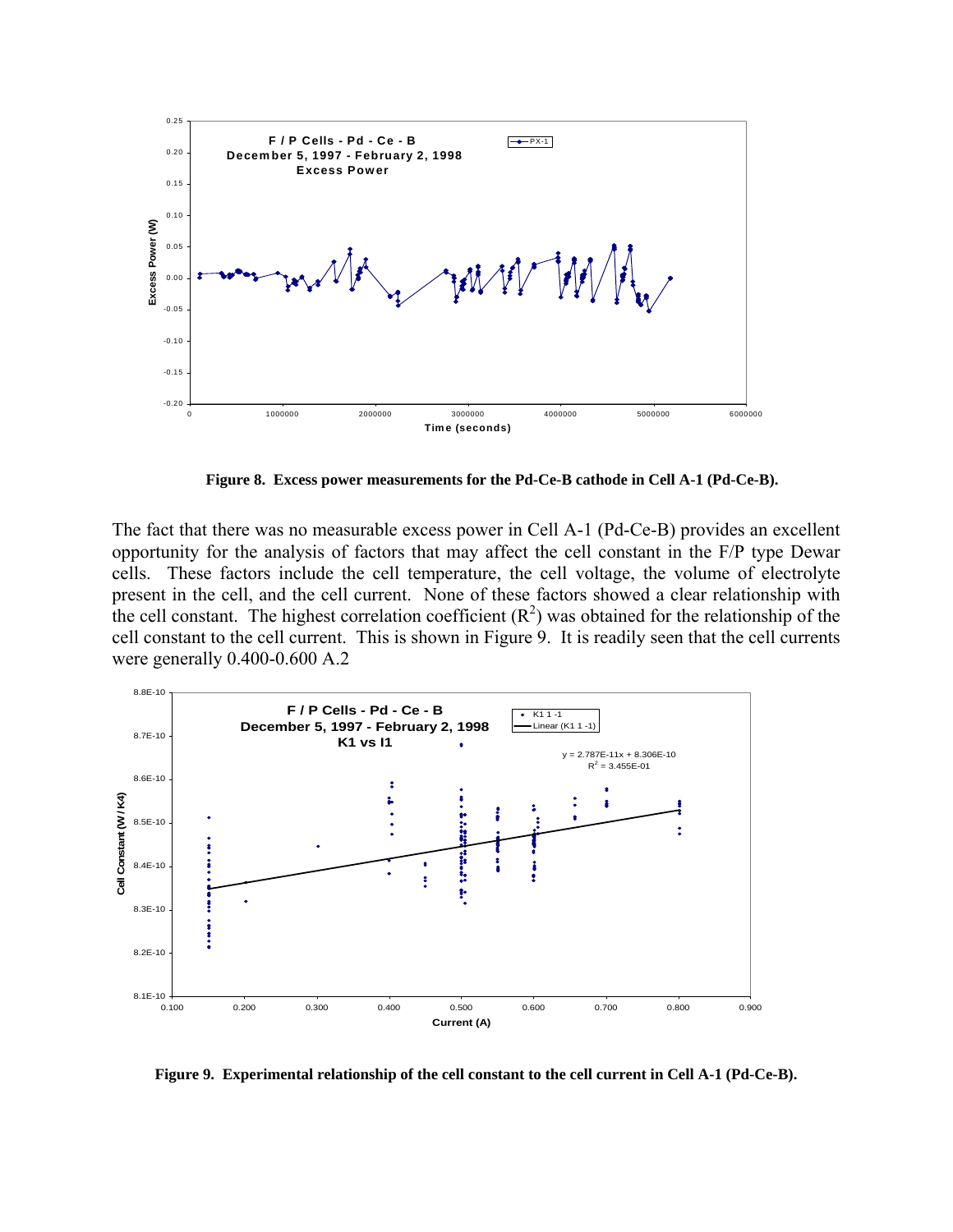**Figure 8. Excess power measurements for the Pd-Ce-B cathode in Cell A-1 (Pd-Ce-B).**

The fact that there was no measurable excess power in Cell A-1 (Pd-Ce-B) provides an excellent opportunity for the analysis of factors that may affect the cell constant in the F/P type Dewar cells. These factors include the cell temperature, the cell voltage, the volume of electrolyte present in the cell, and the cell current. None of these factors showed a clear relationship with the cell constant. The highest correlation coefficient ($R^2$) was obtained for the relationship of the cell constant to the cell current. This is shown in Figure 9. It is readily seen that the cell currents were generally 0.400-0.600 A.2

**Figure 9. Experimental relationship of the cell constant to the cell current in Cell A-1 (Pd-Ce-B).**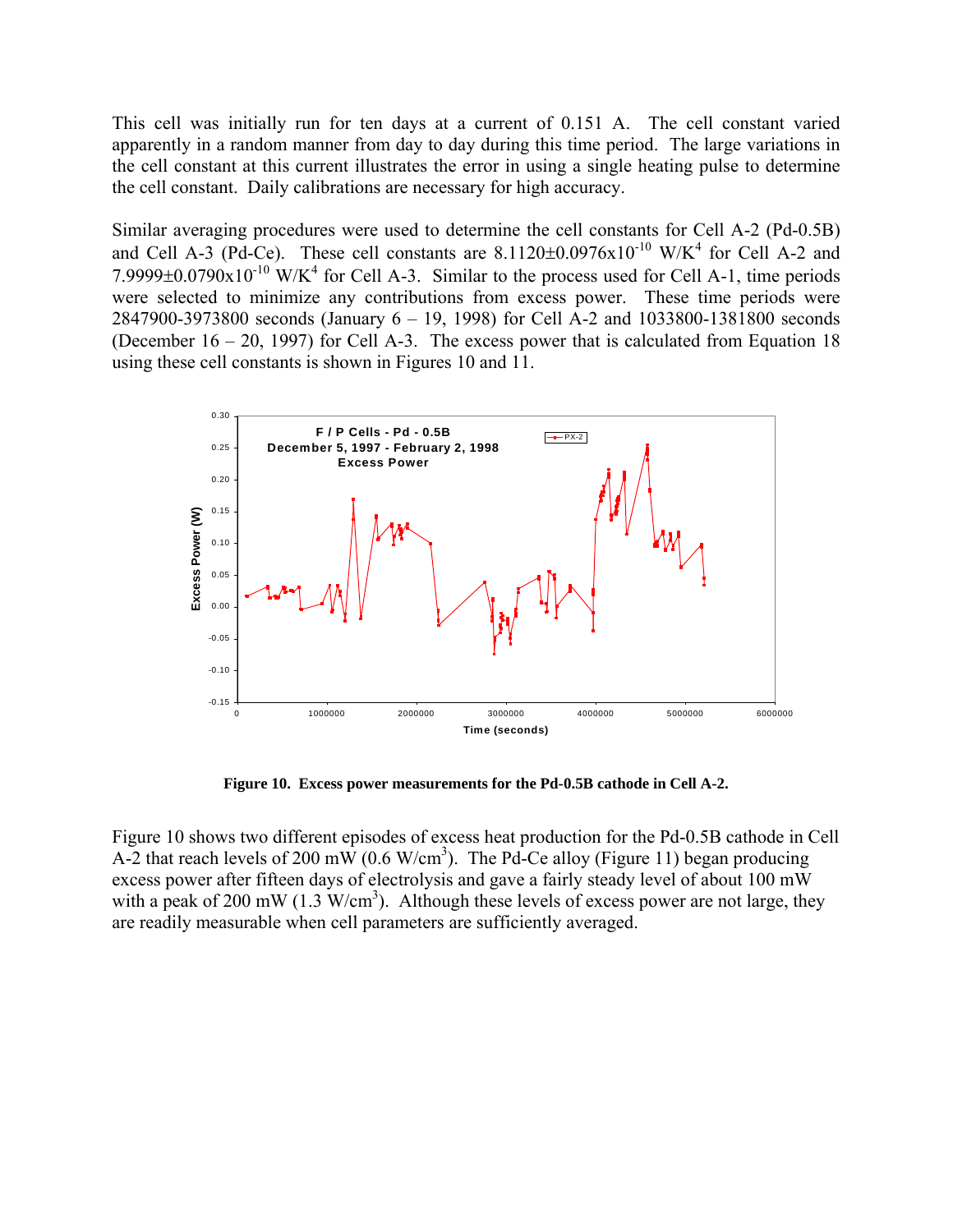This cell was initially run for ten days at a current of 0.151 A. The cell constant varied apparently in a random manner from day to day during this time period. The large variations in the cell constant at this current illustrates the error in using a single heating pulse to determine the cell constant. Daily calibrations are necessary for high accuracy.

Similar averaging procedures were used to determine the cell constants for Cell A-2 (Pd-0.5B) and Cell A-3 (Pd-Ce). These cell constants are $8.1120 \pm 0.0976 \times 10^{-10}$ W/K$^4$ for Cell A-2 and $7.9999 \pm 0.0790 \times 10^{-10}$ W/K$^4$ for Cell A-3. Similar to the process used for Cell A-1, time periods were selected to minimize any contributions from excess power. These time periods were 2847900-3973800 seconds (January 6 – 19, 1998) for Cell A-2 and 1033800-1381800 seconds (December 16 – 20, 1997) for Cell A-3. The excess power that is calculated from Equation 18 using these cell constants is shown in Figures 10 and 11.

**Figure 10. Excess power measurements for the Pd-0.5B cathode in Cell A-2.**

Figure 10 shows two different episodes of excess heat production for the Pd-0.5B cathode in Cell A-2 that reach levels of 200 mW (0.6 W/cm$^3$). The Pd-Ce alloy (Figure 11) began producing excess power after fifteen days of electrolysis and gave a fairly steady level of about 100 mW with a peak of 200 mW (1.3 W/cm$^3$). Although these levels of excess power are not large, they are readily measurable when cell parameters are sufficiently averaged.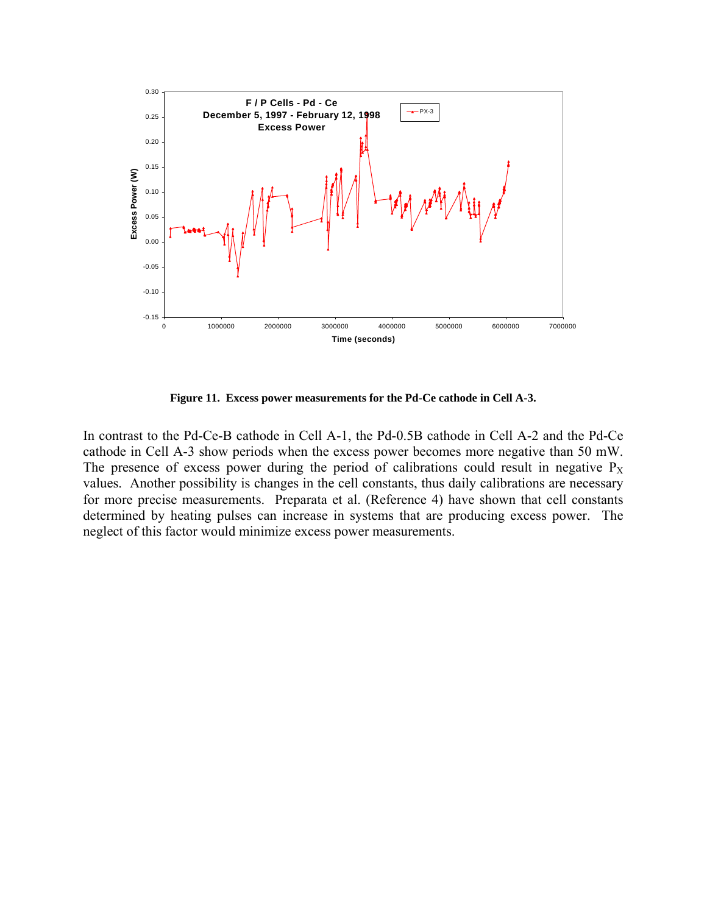**Figure 11. Excess power measurements for the Pd-Ce cathode in Cell A-3.**

In contrast to the Pd-Ce-B cathode in Cell A-1, the Pd-0.5B cathode in Cell A-2 and the Pd-Ce cathode in Cell A-3 show periods when the excess power becomes more negative than 50 mW. The presence of excess power during the period of calibrations could result in negative $P_X$ values. Another possibility is changes in the cell constants, thus daily calibrations are necessary for more precise measurements. Preparata et al. (Reference 4) have shown that cell constants determined by heating pulses can increase in systems that are producing excess power. The neglect of this factor would minimize excess power measurements.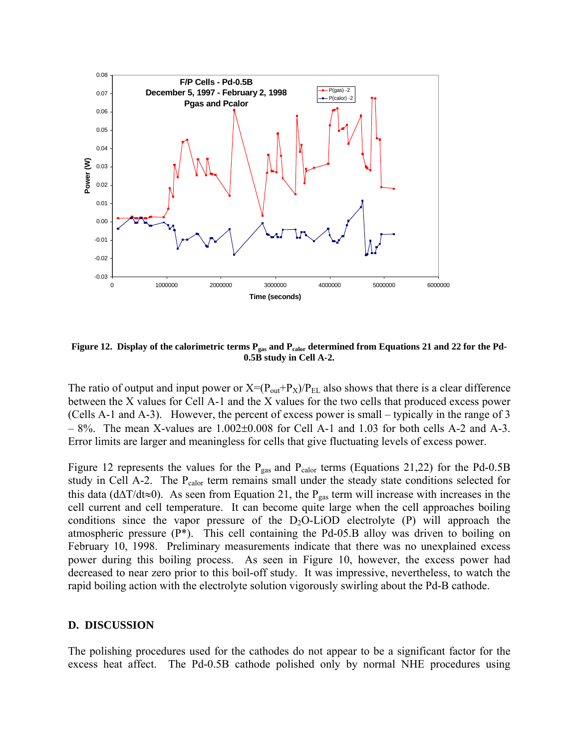Figure 12. Display of the calorimetric terms $P_{gas}$ and $P_{calor}$ determined from Equations 21 and 22 for the Pd-0.5B study in Cell A-2.

The ratio of output and input power or $X=(P_{out}+P_X)/P_{EL}$ also shows that there is a clear difference between the X values for Cell A-1 and the X values for the two cells that produced excess power (Cells A-1 and A-3). However, the percent of excess power is small – typically in the range of 3 – 8%. The mean X-values are 1.002±0.008 for Cell A-1 and 1.03 for both cells A-2 and A-3. Error limits are larger and meaningless for cells that give fluctuating levels of excess power.

Figure 12 represents the values for the $P_{gas}$ and $P_{calor}$ terms (Equations 21,22) for the Pd-0.5B study in Cell A-2. The $P_{calor}$ term remains small under the steady state conditions selected for this data ($d\Delta T/dt \approx 0$). As seen from Equation 21, the $P_{gas}$ term will increase with increases in the cell current and cell temperature. It can become quite large when the cell approaches boiling conditions since the vapor pressure of the $D_2O$-LiOD electrolyte (P) will approach the atmospheric pressure (P*). This cell containing the Pd-05.B alloy was driven to boiling on February 10, 1998. Preliminary measurements indicate that there was no unexplained excess power during this boiling process. As seen in Figure 10, however, the excess power had decreased to near zero prior to this boil-off study. It was impressive, nevertheless, to watch the rapid boiling action with the electrolyte solution vigorously swirling about the Pd-B cathode.

## D. DISCUSSION

The polishing procedures used for the cathodes do not appear to be a significant factor for the excess heat affect. The Pd-0.5B cathode polished only by normal NHE procedures using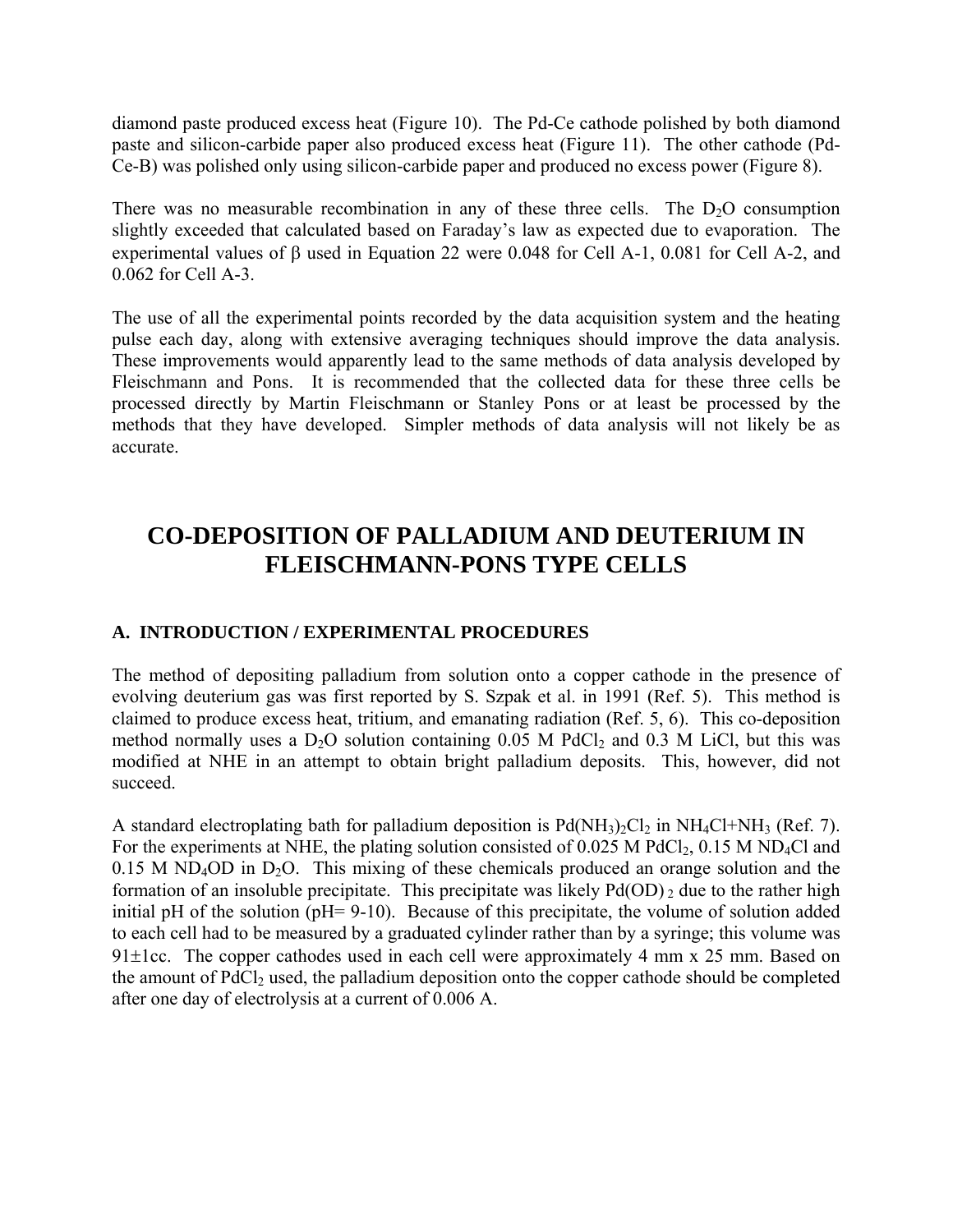diamond paste produced excess heat (Figure 10). The Pd-Ce cathode polished by both diamond paste and silicon-carbide paper also produced excess heat (Figure 11). The other cathode (Pd-Ce-B) was polished only using silicon-carbide paper and produced no excess power (Figure 8).

There was no measurable recombination in any of these three cells. The $D_2O$ consumption slightly exceeded that calculated based on Faraday's law as expected due to evaporation. The experimental values of $\beta$ used in Equation 22 were 0.048 for Cell A-1, 0.081 for Cell A-2, and 0.062 for Cell A-3.

The use of all the experimental points recorded by the data acquisition system and the heating pulse each day, along with extensive averaging techniques should improve the data analysis. These improvements would apparently lead to the same methods of data analysis developed by Fleischmann and Pons. It is recommended that the collected data for these three cells be processed directly by Martin Fleischmann or Stanley Pons or at least be processed by the methods that they have developed. Simpler methods of data analysis will not likely be as accurate.

# CO-DEPOSITION OF PALLADIUM AND DEUTERIUM IN FLEISCHMANN-PONS TYPE CELLS

### A. INTRODUCTION / EXPERIMENTAL PROCEDURES

The method of depositing palladium from solution onto a copper cathode in the presence of evolving deuterium gas was first reported by S. Szpak et al. in 1991 (Ref. 5). This method is claimed to produce excess heat, tritium, and emanating radiation (Ref. 5, 6). This co-deposition method normally uses a $D_2O$ solution containing 0.05 M $PdCl_2$ and 0.3 M LiCl, but this was modified at NHE in an attempt to obtain bright palladium deposits. This, however, did not succeed.

A standard electroplating bath for palladium deposition is $Pd(NH_3)_2Cl_2$ in $NH_4Cl$+$NH_3$ (Ref. 7). For the experiments at NHE, the plating solution consisted of 0.025 M $PdCl_2$, 0.15 M $ND_4Cl$ and 0.15 M $ND_4OD$ in $D_2O$. This mixing of these chemicals produced an orange solution and the formation of an insoluble precipitate. This precipitate was likely $Pd(OD)_2$ due to the rather high initial pH of the solution (pH= 9-10). Because of this precipitate, the volume of solution added to each cell had to be measured by a graduated cylinder rather than by a syringe; this volume was 91±1cc. The copper cathodes used in each cell were approximately 4 mm x 25 mm. Based on the amount of $PdCl_2$ used, the palladium deposition onto the copper cathode should be completed after one day of electrolysis at a current of 0.006 A.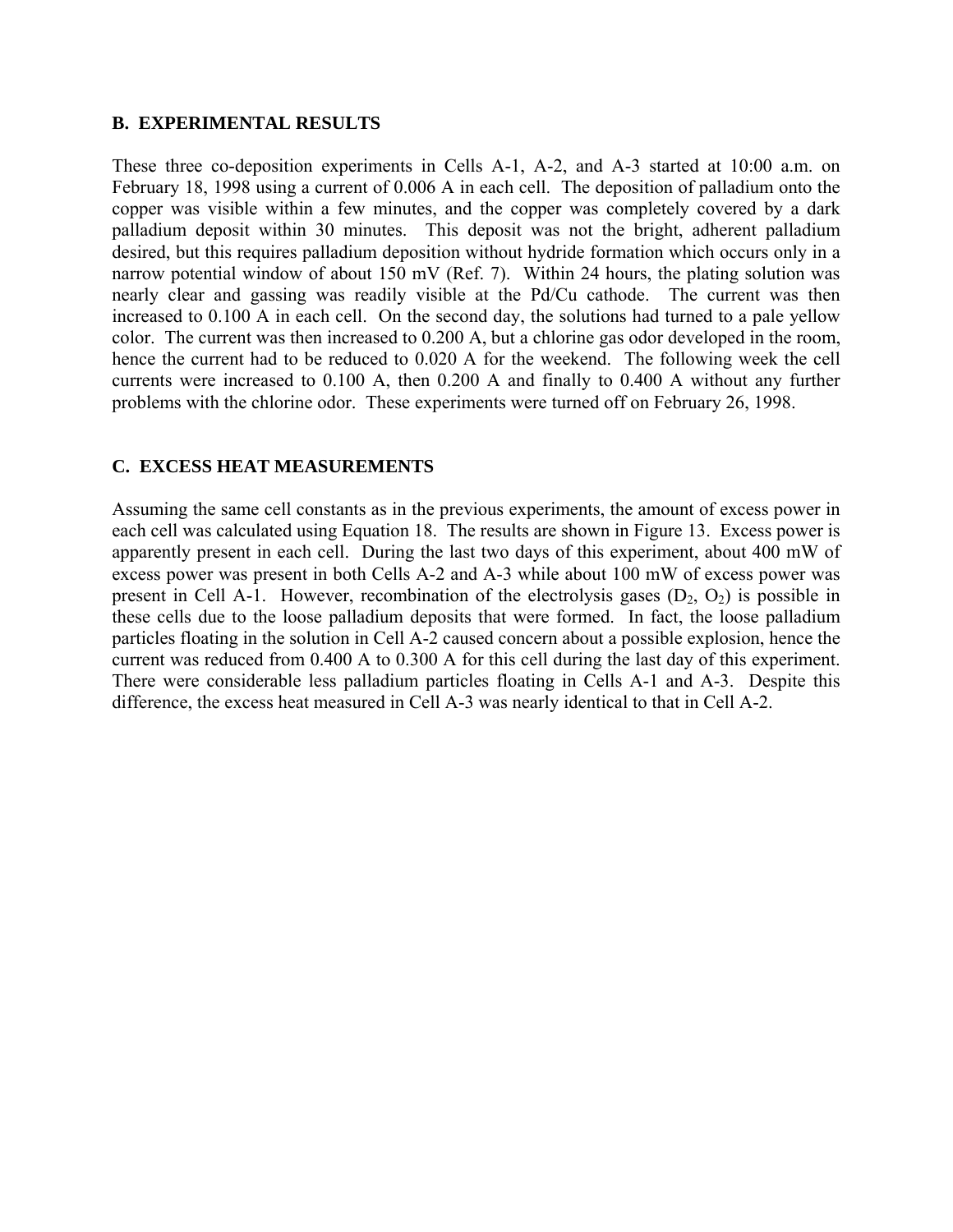## B. EXPERIMENTAL RESULTS

These three co-deposition experiments in Cells A-1, A-2, and A-3 started at 10:00 a.m. on February 18, 1998 using a current of 0.006 A in each cell. The deposition of palladium onto the copper was visible within a few minutes, and the copper was completely covered by a dark palladium deposit within 30 minutes. This deposit was not the bright, adherent palladium desired, but this requires palladium deposition without hydride formation which occurs only in a narrow potential window of about 150 mV (Ref. 7). Within 24 hours, the plating solution was nearly clear and gassing was readily visible at the Pd/Cu cathode. The current was then increased to 0.100 A in each cell. On the second day, the solutions had turned to a pale yellow color. The current was then increased to 0.200 A, but a chlorine gas odor developed in the room, hence the current had to be reduced to 0.020 A for the weekend. The following week the cell currents were increased to 0.100 A, then 0.200 A and finally to 0.400 A without any further problems with the chlorine odor. These experiments were turned off on February 26, 1998.

## C. EXCESS HEAT MEASUREMENTS

Assuming the same cell constants as in the previous experiments, the amount of excess power in each cell was calculated using Equation 18. The results are shown in Figure 13. Excess power is apparently present in each cell. During the last two days of this experiment, about 400 mW of excess power was present in both Cells A-2 and A-3 while about 100 mW of excess power was present in Cell A-1. However, recombination of the electrolysis gases ($D_2$, $O_2$) is possible in these cells due to the loose palladium deposits that were formed. In fact, the loose palladium particles floating in the solution in Cell A-2 caused concern about a possible explosion, hence the current was reduced from 0.400 A to 0.300 A for this cell during the last day of this experiment. There were considerable less palladium particles floating in Cells A-1 and A-3. Despite this difference, the excess heat measured in Cell A-3 was nearly identical to that in Cell A-2.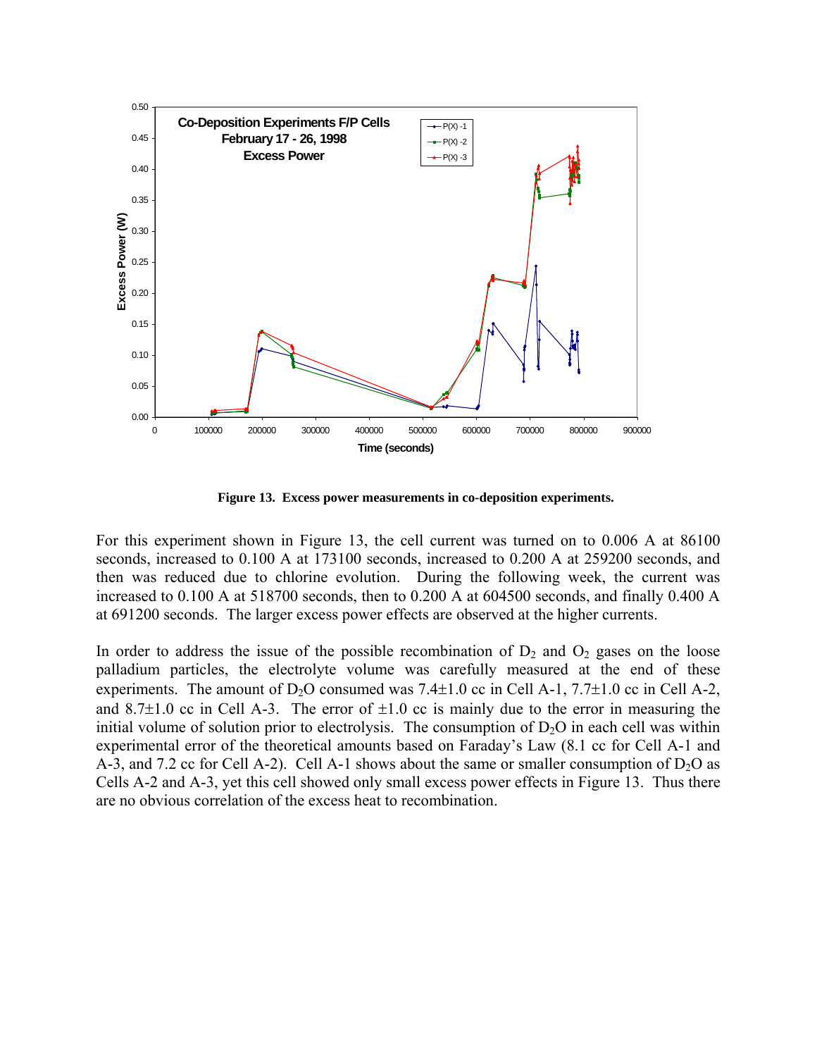**Figure 13. Excess power measurements in co-deposition experiments.**

For this experiment shown in Figure 13, the cell current was turned on to 0.006 A at 86100 seconds, increased to 0.100 A at 173100 seconds, increased to 0.200 A at 259200 seconds, and then was reduced due to chlorine evolution. During the following week, the current was increased to 0.100 A at 518700 seconds, then to 0.200 A at 604500 seconds, and finally 0.400 A at 691200 seconds. The larger excess power effects are observed at the higher currents.

In order to address the issue of the possible recombination of $D_2$ and $O_2$ gases on the loose palladium particles, the electrolyte volume was carefully measured at the end of these experiments. The amount of $D_2O$ consumed was 7.4±1.0 cc in Cell A-1, 7.7±1.0 cc in Cell A-2, and 8.7±1.0 cc in Cell A-3. The error of ±1.0 cc is mainly due to the error in measuring the initial volume of solution prior to electrolysis. The consumption of $D_2O$ in each cell was within experimental error of the theoretical amounts based on Faraday's Law (8.1 cc for Cell A-1 and A-3, and 7.2 cc for Cell A-2). Cell A-1 shows about the same or smaller consumption of $D_2O$ as Cells A-2 and A-3, yet this cell showed only small excess power effects in Figure 13. Thus there are no obvious correlation of the excess heat to recombination.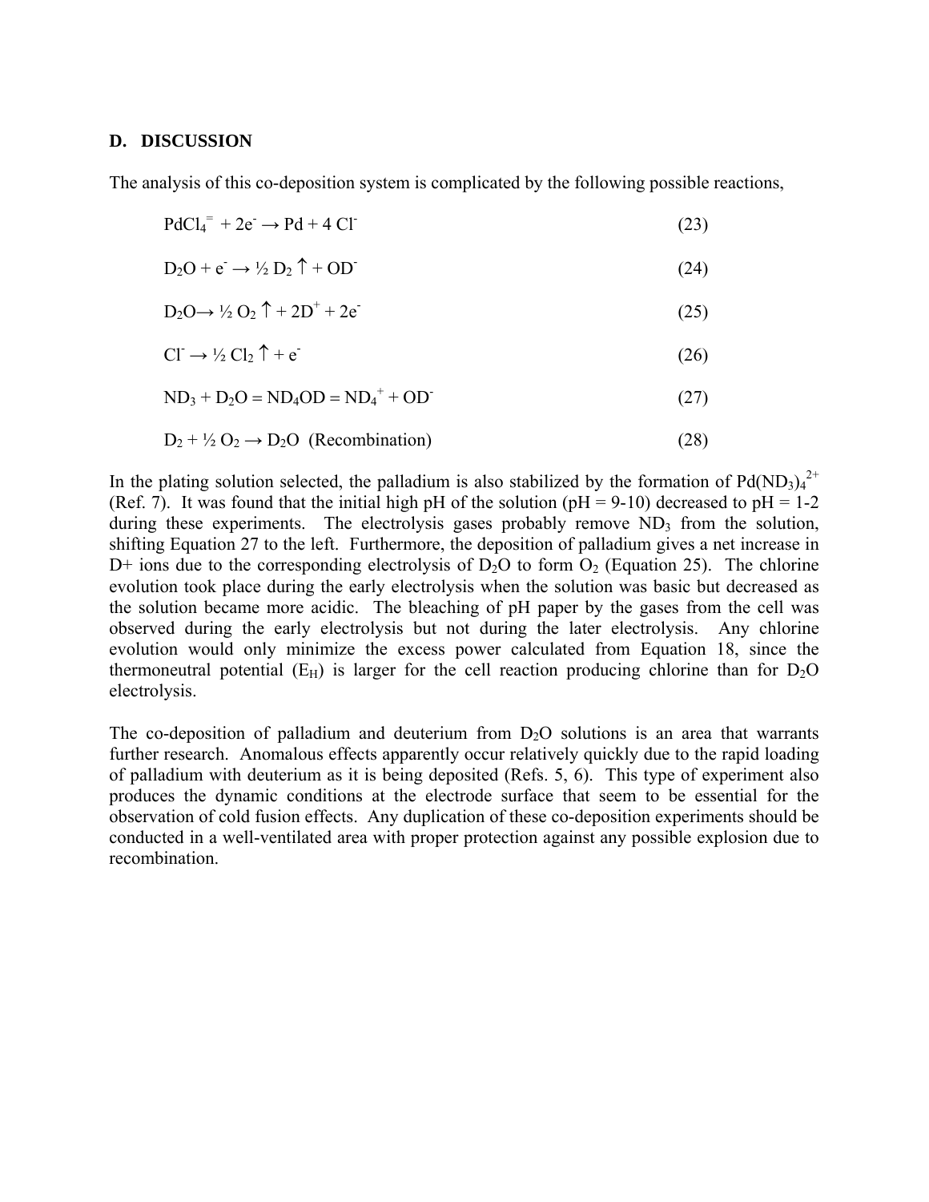## D. DISCUSSION

The analysis of this co-deposition system is complicated by the following possible reactions,

$$PdCl_4^{=} + 2e^- \rightarrow Pd + 4\,Cl^- \tag{23}$$

$$D_2O + e^- \rightarrow \tfrac{1}{2}\,D_2\uparrow + OD^- \tag{24}$$

$$D_2O \rightarrow \tfrac{1}{2}\,O_2\uparrow + 2D^+ + 2e^- \tag{25}$$

$$Cl^- \rightarrow \tfrac{1}{2}\,Cl_2\uparrow + e^- \tag{26}$$

$$ND_3 + D_2O = ND_4OD = ND_4^+ + OD^- \tag{27}$$

$$D_2 + \tfrac{1}{2}\,O_2 \rightarrow D_2O \text{ (Recombination)} \tag{28}$$

In the plating solution selected, the palladium is also stabilized by the formation of $Pd(ND_3)_4^{2+}$ (Ref. 7). It was found that the initial high pH of the solution (pH = 9-10) decreased to pH = 1-2 during these experiments. The electrolysis gases probably remove $ND_3$ from the solution, shifting Equation 27 to the left. Furthermore, the deposition of palladium gives a net increase in D+ ions due to the corresponding electrolysis of $D_2O$ to form $O_2$ (Equation 25). The chlorine evolution took place during the early electrolysis when the solution was basic but decreased as the solution became more acidic. The bleaching of pH paper by the gases from the cell was observed during the early electrolysis but not during the later electrolysis. Any chlorine evolution would only minimize the excess power calculated from Equation 18, since the thermoneutral potential ($E_H$) is larger for the cell reaction producing chlorine than for $D_2O$ electrolysis.

The co-deposition of palladium and deuterium from $D_2O$ solutions is an area that warrants further research. Anomalous effects apparently occur relatively quickly due to the rapid loading of palladium with deuterium as it is being deposited (Refs. 5, 6). This type of experiment also produces the dynamic conditions at the electrode surface that seem to be essential for the observation of cold fusion effects. Any duplication of these co-deposition experiments should be conducted in a well-ventilated area with proper protection against any possible explosion due to recombination.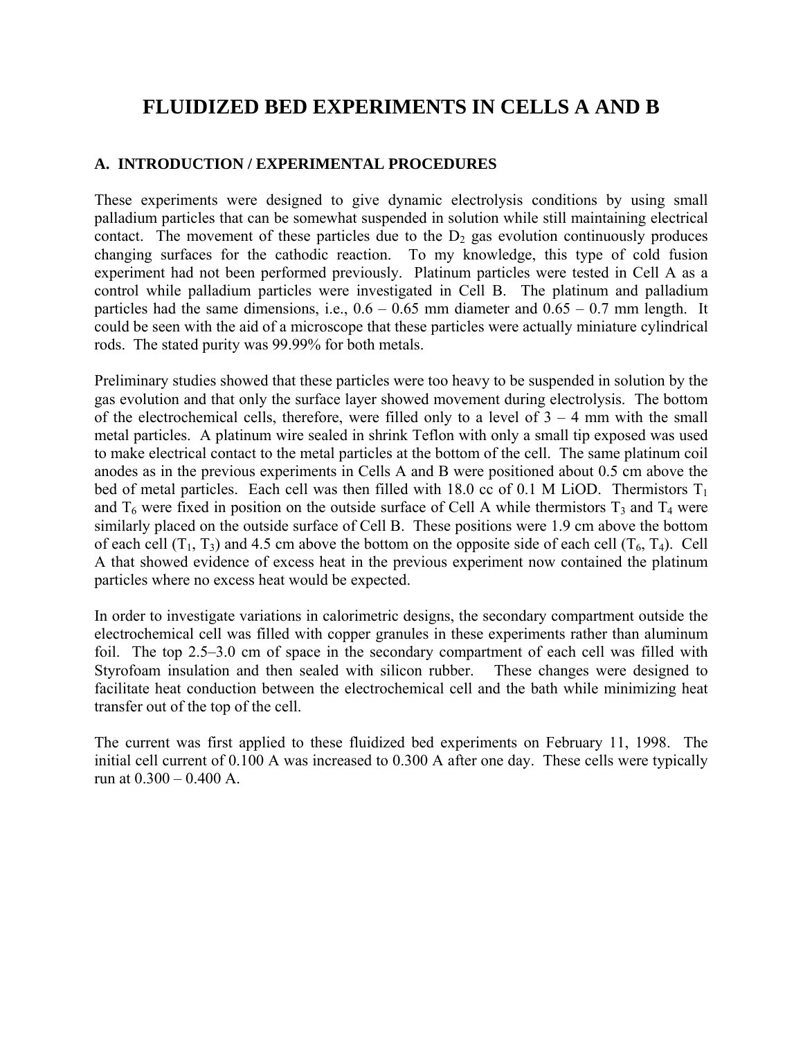# FLUIDIZED BED EXPERIMENTS IN CELLS A AND B

## A. INTRODUCTION / EXPERIMENTAL PROCEDURES

These experiments were designed to give dynamic electrolysis conditions by using small palladium particles that can be somewhat suspended in solution while still maintaining electrical contact. The movement of these particles due to the $D_2$ gas evolution continuously produces changing surfaces for the cathodic reaction. To my knowledge, this type of cold fusion experiment had not been performed previously. Platinum particles were tested in Cell A as a control while palladium particles were investigated in Cell B. The platinum and palladium particles had the same dimensions, i.e., 0.6 – 0.65 mm diameter and 0.65 – 0.7 mm length. It could be seen with the aid of a microscope that these particles were actually miniature cylindrical rods. The stated purity was 99.99% for both metals.

Preliminary studies showed that these particles were too heavy to be suspended in solution by the gas evolution and that only the surface layer showed movement during electrolysis. The bottom of the electrochemical cells, therefore, were filled only to a level of 3 – 4 mm with the small metal particles. A platinum wire sealed in shrink Teflon with only a small tip exposed was used to make electrical contact to the metal particles at the bottom of the cell. The same platinum coil anodes as in the previous experiments in Cells A and B were positioned about 0.5 cm above the bed of metal particles. Each cell was then filled with 18.0 cc of 0.1 M LiOD. Thermistors $T_1$ and $T_6$ were fixed in position on the outside surface of Cell A while thermistors $T_3$ and $T_4$ were similarly placed on the outside surface of Cell B. These positions were 1.9 cm above the bottom of each cell ($T_1$, $T_3$) and 4.5 cm above the bottom on the opposite side of each cell ($T_6$, $T_4$). Cell A that showed evidence of excess heat in the previous experiment now contained the platinum particles where no excess heat would be expected.

In order to investigate variations in calorimetric designs, the secondary compartment outside the electrochemical cell was filled with copper granules in these experiments rather than aluminum foil. The top 2.5–3.0 cm of space in the secondary compartment of each cell was filled with Styrofoam insulation and then sealed with silicon rubber. These changes were designed to facilitate heat conduction between the electrochemical cell and the bath while minimizing heat transfer out of the top of the cell.

The current was first applied to these fluidized bed experiments on February 11, 1998. The initial cell current of 0.100 A was increased to 0.300 A after one day. These cells were typically run at 0.300 – 0.400 A.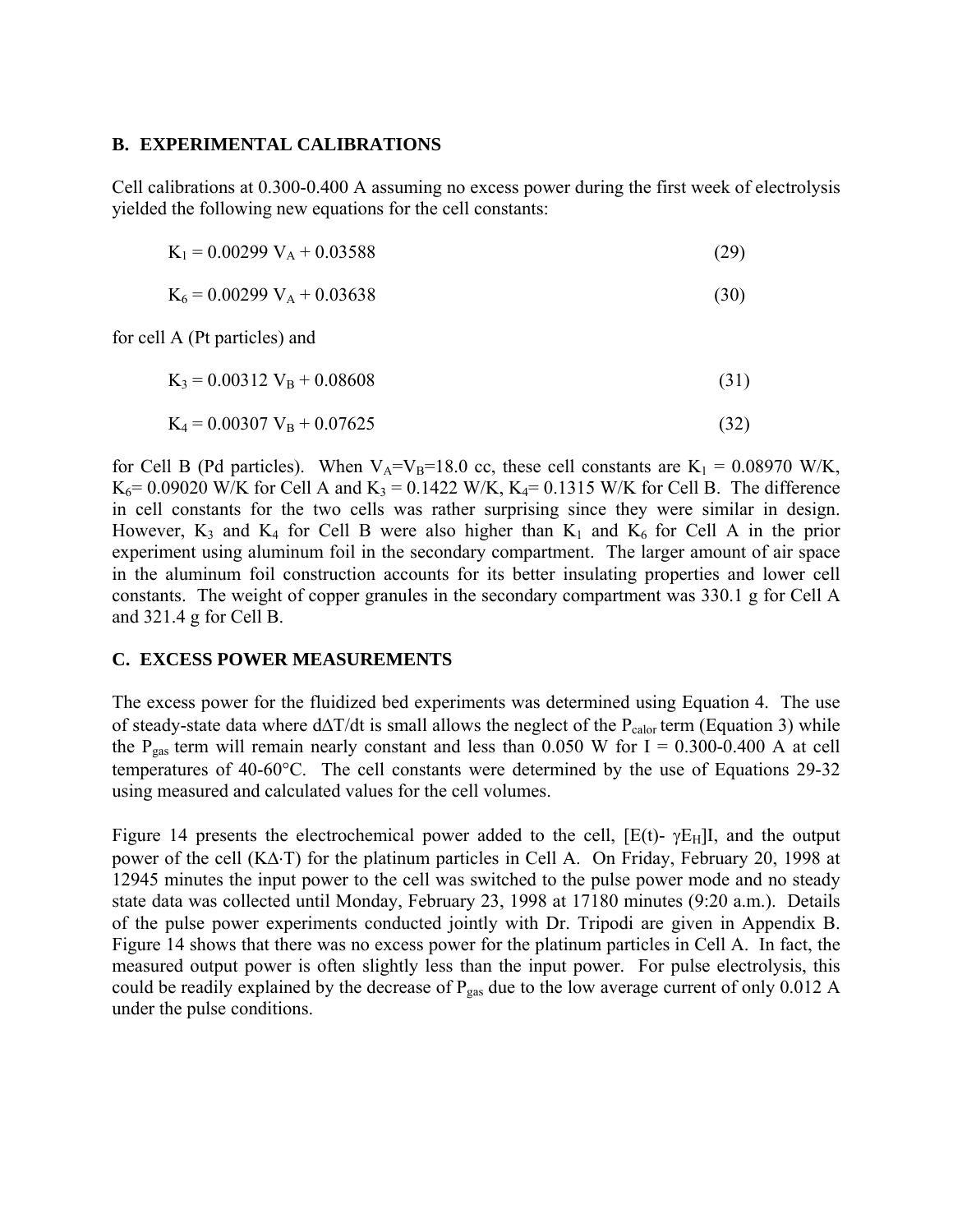## B. EXPERIMENTAL CALIBRATIONS

Cell calibrations at 0.300-0.400 A assuming no excess power during the first week of electrolysis yielded the following new equations for the cell constants:

$$K_1 = 0.00299\ V_A + 0.03588 \tag{29}$$

$$K_6 = 0.00299\ V_A + 0.03638 \tag{30}$$

for cell A (Pt particles) and

$$K_3 = 0.00312\ V_B + 0.08608 \tag{31}$$

$$K_4 = 0.00307\ V_B + 0.07625 \tag{32}$$

for Cell B (Pd particles). When $V_A$=$V_B$=18.0 cc, these cell constants are $K_1$ = 0.08970 W/K, $K_6$= 0.09020 W/K for Cell A and $K_3$ = 0.1422 W/K, $K_4$= 0.1315 W/K for Cell B. The difference in cell constants for the two cells was rather surprising since they were similar in design. However, $K_3$ and $K_4$ for Cell B were also higher than $K_1$ and $K_6$ for Cell A in the prior experiment using aluminum foil in the secondary compartment. The larger amount of air space in the aluminum foil construction accounts for its better insulating properties and lower cell constants. The weight of copper granules in the secondary compartment was 330.1 g for Cell A and 321.4 g for Cell B.

## C. EXCESS POWER MEASUREMENTS

The excess power for the fluidized bed experiments was determined using Equation 4. The use of steady-state data where $d\Delta T/dt$ is small allows the neglect of the $P_{calor}$ term (Equation 3) while the $P_{gas}$ term will remain nearly constant and less than 0.050 W for I = 0.300-0.400 A at cell temperatures of 40-60°C. The cell constants were determined by the use of Equations 29-32 using measured and calculated values for the cell volumes.

Figure 14 presents the electrochemical power added to the cell, $[E(t)- \gamma E_H]I$, and the output power of the cell ($K\Delta \cdot T$) for the platinum particles in Cell A. On Friday, February 20, 1998 at 12945 minutes the input power to the cell was switched to the pulse power mode and no steady state data was collected until Monday, February 23, 1998 at 17180 minutes (9:20 a.m.). Details of the pulse power experiments conducted jointly with Dr. Tripodi are given in Appendix B. Figure 14 shows that there was no excess power for the platinum particles in Cell A. In fact, the measured output power is often slightly less than the input power. For pulse electrolysis, this could be readily explained by the decrease of $P_{gas}$ due to the low average current of only 0.012 A under the pulse conditions.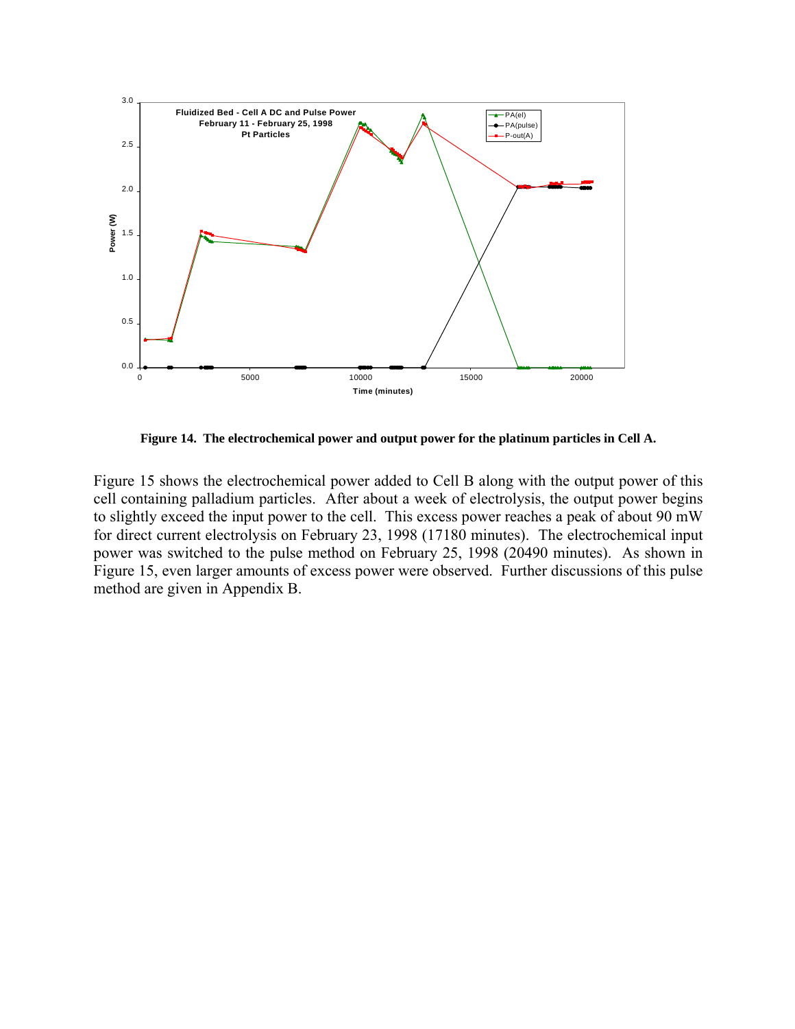**Figure 14. The electrochemical power and output power for the platinum particles in Cell A.**

Figure 15 shows the electrochemical power added to Cell B along with the output power of this cell containing palladium particles. After about a week of electrolysis, the output power begins to slightly exceed the input power to the cell. This excess power reaches a peak of about 90 mW for direct current electrolysis on February 23, 1998 (17180 minutes). The electrochemical input power was switched to the pulse method on February 25, 1998 (20490 minutes). As shown in Figure 15, even larger amounts of excess power were observed. Further discussions of this pulse method are given in Appendix B.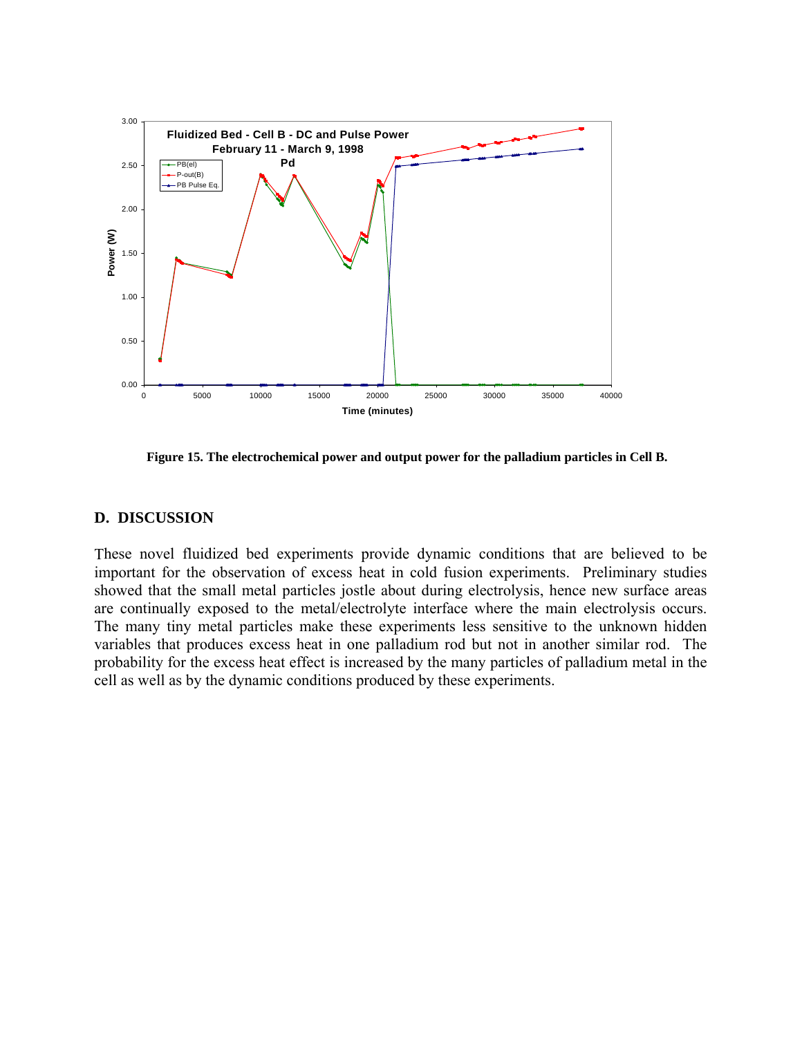**Figure 15. The electrochemical power and output power for the palladium particles in Cell B.**

## D. DISCUSSION

These novel fluidized bed experiments provide dynamic conditions that are believed to be important for the observation of excess heat in cold fusion experiments. Preliminary studies showed that the small metal particles jostle about during electrolysis, hence new surface areas are continually exposed to the metal/electrolyte interface where the main electrolysis occurs. The many tiny metal particles make these experiments less sensitive to the unknown hidden variables that produces excess heat in one palladium rod but not in another similar rod. The probability for the excess heat effect is increased by the many particles of palladium metal in the cell as well as by the dynamic conditions produced by these experiments.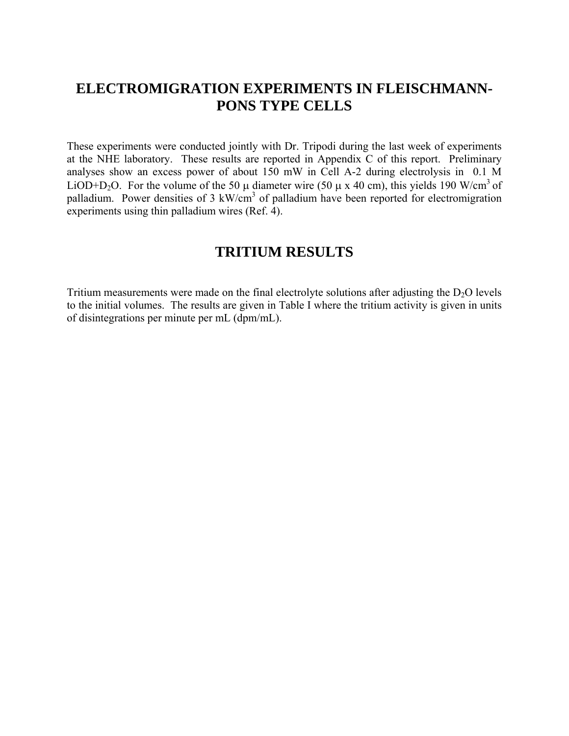# ELECTROMIGRATION EXPERIMENTS IN FLEISCHMANN-PONS TYPE CELLS

These experiments were conducted jointly with Dr. Tripodi during the last week of experiments at the NHE laboratory. These results are reported in Appendix C of this report. Preliminary analyses show an excess power of about 150 mW in Cell A-2 during electrolysis in 0.1 M LiOD+$D_2O$. For the volume of the 50 μ diameter wire (50 μ x 40 cm), this yields 190 $W/cm^3$ of palladium. Power densities of 3 $kW/cm^3$ of palladium have been reported for electromigration experiments using thin palladium wires (Ref. 4).

# TRITIUM RESULTS

Tritium measurements were made on the final electrolyte solutions after adjusting the $D_2O$ levels to the initial volumes. The results are given in Table I where the tritium activity is given in units of disintegrations per minute per mL (dpm/mL).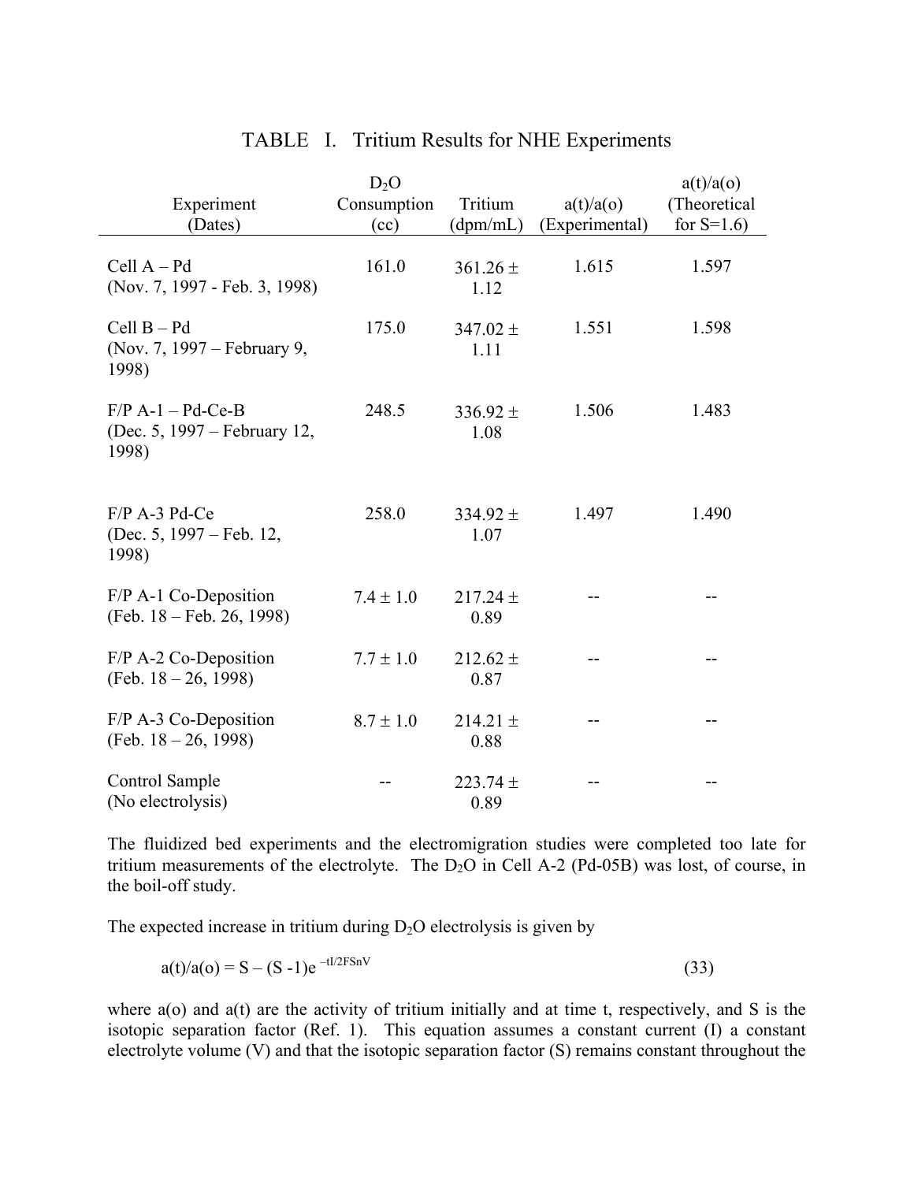## TABLE I. Tritium Results for NHE Experiments

| Experiment (Dates) | $D_2O$ Consumption (cc) | Tritium (dpm/mL) | a(t)/a(o) (Experimental) | a(t)/a(o) (Theoretical for S=1.6) |
|---|---|---|---|---|
| Cell A – Pd (Nov. 7, 1997 - Feb. 3, 1998) | 161.0 | 361.26 ± 1.12 | 1.615 | 1.597 |
| Cell B – Pd (Nov. 7, 1997 – February 9, 1998) | 175.0 | 347.02 ± 1.11 | 1.551 | 1.598 |
| F/P A-1 – Pd-Ce-B (Dec. 5, 1997 – February 12, 1998) | 248.5 | 336.92 ± 1.08 | 1.506 | 1.483 |
| F/P A-3 Pd-Ce (Dec. 5, 1997 – Feb. 12, 1998) | 258.0 | 334.92 ± 1.07 | 1.497 | 1.490 |
| F/P A-1 Co-Deposition (Feb. 18 – Feb. 26, 1998) | 7.4 ± 1.0 | 217.24 ± 0.89 | -- | -- |
| F/P A-2 Co-Deposition (Feb. 18 – 26, 1998) | 7.7 ± 1.0 | 212.62 ± 0.87 | -- | -- |
| F/P A-3 Co-Deposition (Feb. 18 – 26, 1998) | 8.7 ± 1.0 | 214.21 ± 0.88 | -- | -- |
| Control Sample (No electrolysis) | -- | 223.74 ± 0.89 | -- | -- |

The fluidized bed experiments and the electromigration studies were completed too late for tritium measurements of the electrolyte. The $D_2O$ in Cell A-2 (Pd-05B) was lost, of course, in the boil-off study.

The expected increase in tritium during $D_2O$ electrolysis is given by

$$a(t)/a(o) = S - (S - 1)e^{-tI/2FSnV} \qquad (33)$$

where a(o) and a(t) are the activity of tritium initially and at time t, respectively, and S is the isotopic separation factor (Ref. 1). This equation assumes a constant current (I) a constant electrolyte volume (V) and that the isotopic separation factor (S) remains constant throughout the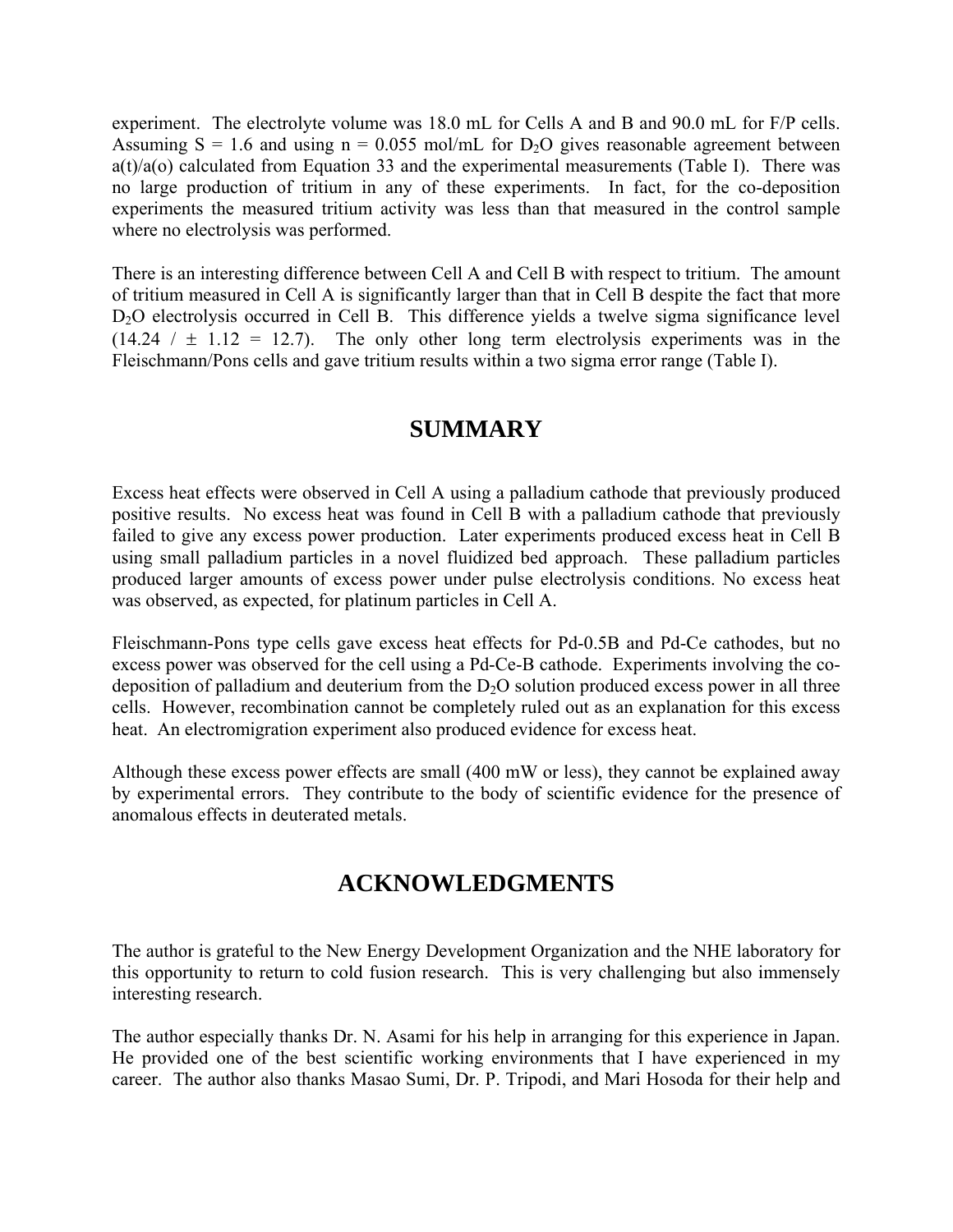experiment. The electrolyte volume was 18.0 mL for Cells A and B and 90.0 mL for F/P cells. Assuming S = 1.6 and using n = 0.055 mol/mL for $D_2O$ gives reasonable agreement between a(t)/a(o) calculated from Equation 33 and the experimental measurements (Table I). There was no large production of tritium in any of these experiments. In fact, for the co-deposition experiments the measured tritium activity was less than that measured in the control sample where no electrolysis was performed.

There is an interesting difference between Cell A and Cell B with respect to tritium. The amount of tritium measured in Cell A is significantly larger than that in Cell B despite the fact that more $D_2O$ electrolysis occurred in Cell B. This difference yields a twelve sigma significance level (14.24 / ± 1.12 = 12.7). The only other long term electrolysis experiments was in the Fleischmann/Pons cells and gave tritium results within a two sigma error range (Table I).

## SUMMARY

Excess heat effects were observed in Cell A using a palladium cathode that previously produced positive results. No excess heat was found in Cell B with a palladium cathode that previously failed to give any excess power production. Later experiments produced excess heat in Cell B using small palladium particles in a novel fluidized bed approach. These palladium particles produced larger amounts of excess power under pulse electrolysis conditions. No excess heat was observed, as expected, for platinum particles in Cell A.

Fleischmann-Pons type cells gave excess heat effects for Pd-0.5B and Pd-Ce cathodes, but no excess power was observed for the cell using a Pd-Ce-B cathode. Experiments involving the co-deposition of palladium and deuterium from the $D_2O$ solution produced excess power in all three cells. However, recombination cannot be completely ruled out as an explanation for this excess heat. An electromigration experiment also produced evidence for excess heat.

Although these excess power effects are small (400 mW or less), they cannot be explained away by experimental errors. They contribute to the body of scientific evidence for the presence of anomalous effects in deuterated metals.

## ACKNOWLEDGMENTS

The author is grateful to the New Energy Development Organization and the NHE laboratory for this opportunity to return to cold fusion research. This is very challenging but also immensely interesting research.

The author especially thanks Dr. N. Asami for his help in arranging for this experience in Japan. He provided one of the best scientific working environments that I have experienced in my career. The author also thanks Masao Sumi, Dr. P. Tripodi, and Mari Hosoda for their help and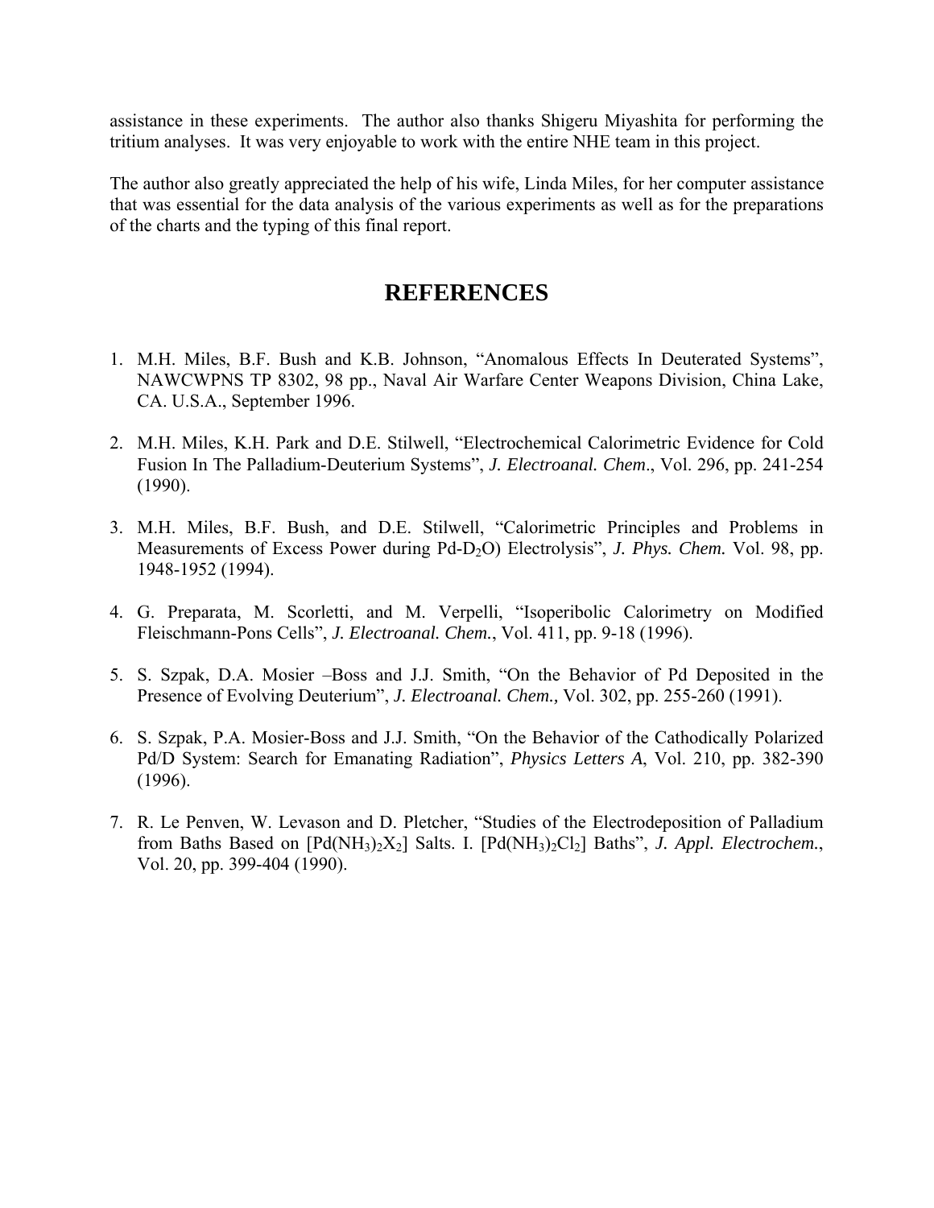assistance in these experiments. The author also thanks Shigeru Miyashita for performing the tritium analyses. It was very enjoyable to work with the entire NHE team in this project.

The author also greatly appreciated the help of his wife, Linda Miles, for her computer assistance that was essential for the data analysis of the various experiments as well as for the preparations of the charts and the typing of this final report.

# REFERENCES

1. M.H. Miles, B.F. Bush and K.B. Johnson, "Anomalous Effects In Deuterated Systems", NAWCWPNS TP 8302, 98 pp., Naval Air Warfare Center Weapons Division, China Lake, CA. U.S.A., September 1996.

2. M.H. Miles, K.H. Park and D.E. Stilwell, "Electrochemical Calorimetric Evidence for Cold Fusion In The Palladium-Deuterium Systems", *J. Electroanal. Chem*., Vol. 296, pp. 241-254 (1990).

3. M.H. Miles, B.F. Bush, and D.E. Stilwell, "Calorimetric Principles and Problems in Measurements of Excess Power during Pd-$D_2O$) Electrolysis", *J. Phys. Chem.* Vol. 98, pp. 1948-1952 (1994).

4. G. Preparata, M. Scorletti, and M. Verpelli, "Isoperibolic Calorimetry on Modified Fleischmann-Pons Cells", *J. Electroanal. Chem.*, Vol. 411, pp. 9-18 (1996).

5. S. Szpak, D.A. Mosier –Boss and J.J. Smith, "On the Behavior of Pd Deposited in the Presence of Evolving Deuterium", *J. Electroanal. Chem.,* Vol. 302, pp. 255-260 (1991).

6. S. Szpak, P.A. Mosier-Boss and J.J. Smith, "On the Behavior of the Cathodically Polarized Pd/D System: Search for Emanating Radiation", *Physics Letters A*, Vol. 210, pp. 382-390 (1996).

7. R. Le Penven, W. Levason and D. Pletcher, "Studies of the Electrodeposition of Palladium from Baths Based on $[Pd(NH_3)_2X_2]$ Salts. I. $[Pd(NH_3)_2Cl_2]$ Baths", *J. Appl. Electrochem.*, Vol. 20, pp. 399-404 (1990).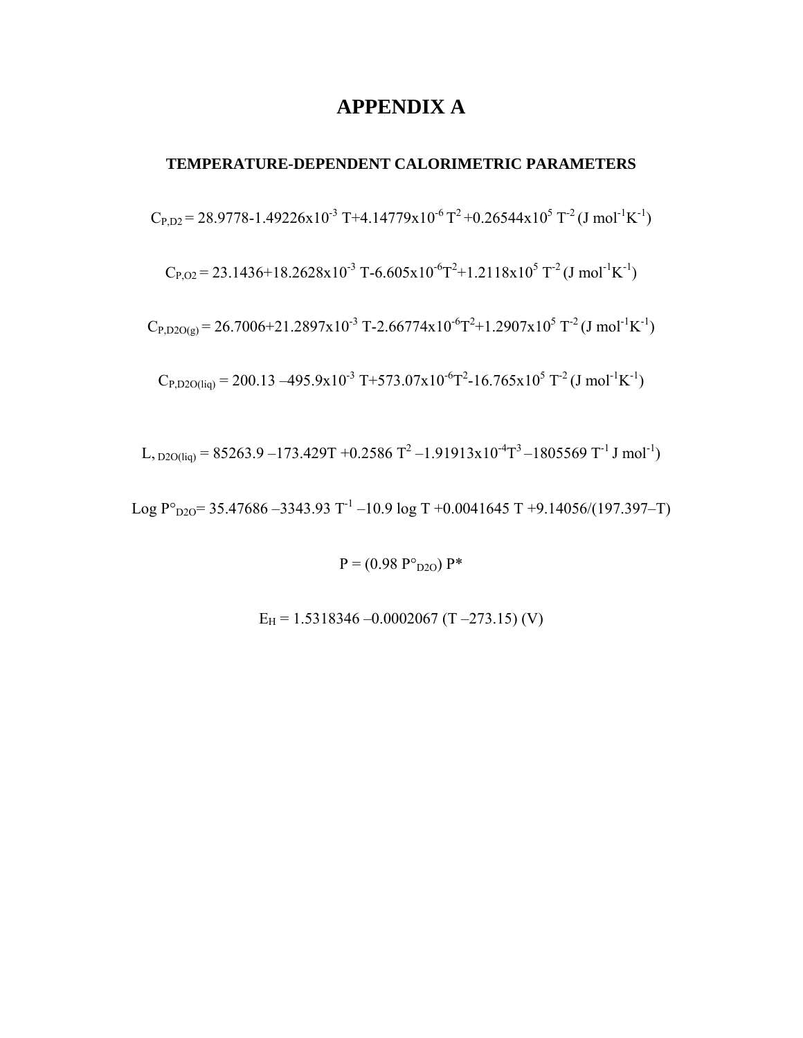# APPENDIX A

## TEMPERATURE-DEPENDENT CALORIMETRIC PARAMETERS

$$C_{P,D2} = 28.9778 - 1.49226\text{x}10^{-3}\ T + 4.14779\text{x}10^{-6}\ T^{2} + 0.26544\text{x}10^{5}\ T^{-2}\ (\text{J mol}^{-1}\text{K}^{-1})$$

$$C_{P,O2} = 23.1436 + 18.2628\text{x}10^{-3}\ T - 6.605\text{x}10^{-6} T^{2} + 1.2118\text{x}10^{5}\ T^{-2}\ (\text{J mol}^{-1}\text{K}^{-1})$$

$$C_{P,D2O(g)} = 26.7006 + 21.2897\text{x}10^{-3}\ T - 2.66774\text{x}10^{-6} T^{2} + 1.2907\text{x}10^{5}\ T^{-2}\ (\text{J mol}^{-1}\text{K}^{-1})$$

$$C_{P,D2O(liq)} = 200.13 - 495.9\text{x}10^{-3}\ T + 573.07\text{x}10^{-6} T^{2} - 16.765\text{x}10^{5}\ T^{-2}\ (\text{J mol}^{-1}\text{K}^{-1})$$

$$L,_{\ D2O(liq)} = 85263.9 - 173.429T + 0.2586\ T^{2} - 1.91913\text{x}10^{-4} T^{3} - 1805569\ T^{-1}\ \text{J mol}^{-1})$$

$$\text{Log } P^{\circ}_{D2O} = 35.47686 - 3343.93\ T^{-1} - 10.9 \log T + 0.0041645\ T + 9.14056/(197.397 - T)$$

$$P = (0.98\ P^{\circ}_{D2O})\ P^{*}$$

$$E_{H} = 1.5318346 - 0.0002067\ (T - 273.15)\ (\text{V})$$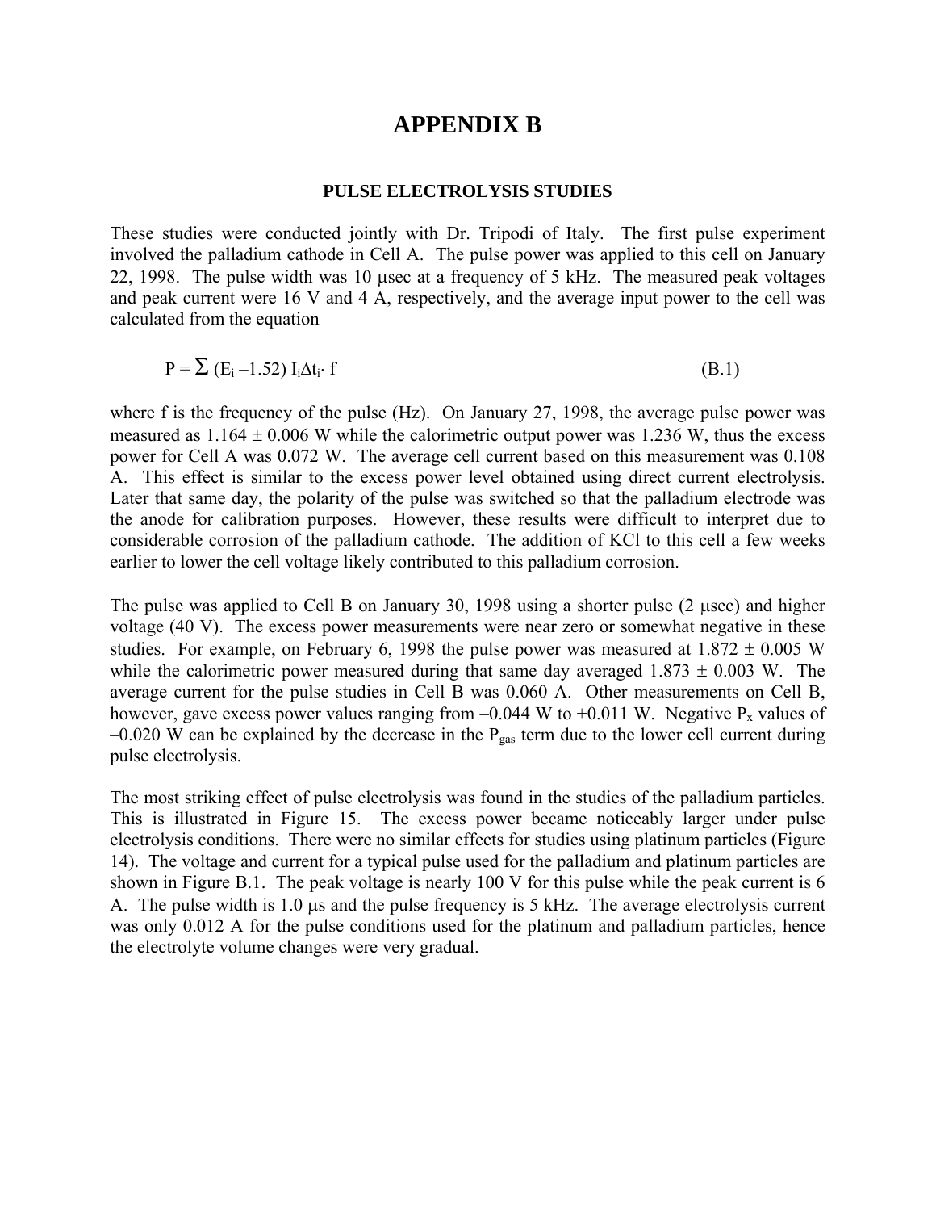# APPENDIX B

### PULSE ELECTROLYSIS STUDIES

These studies were conducted jointly with Dr. Tripodi of Italy. The first pulse experiment involved the palladium cathode in Cell A. The pulse power was applied to this cell on January 22, 1998. The pulse width was 10 μsec at a frequency of 5 kHz. The measured peak voltages and peak current were 16 V and 4 A, respectively, and the average input power to the cell was calculated from the equation

$$P = \Sigma\,(E_i - 1.52)\, I_i \Delta t_i \cdot f \tag{B.1}$$

where f is the frequency of the pulse (Hz). On January 27, 1998, the average pulse power was measured as 1.164 ± 0.006 W while the calorimetric output power was 1.236 W, thus the excess power for Cell A was 0.072 W. The average cell current based on this measurement was 0.108 A. This effect is similar to the excess power level obtained using direct current electrolysis. Later that same day, the polarity of the pulse was switched so that the palladium electrode was the anode for calibration purposes. However, these results were difficult to interpret due to considerable corrosion of the palladium cathode. The addition of KCl to this cell a few weeks earlier to lower the cell voltage likely contributed to this palladium corrosion.

The pulse was applied to Cell B on January 30, 1998 using a shorter pulse (2 μsec) and higher voltage (40 V). The excess power measurements were near zero or somewhat negative in these studies. For example, on February 6, 1998 the pulse power was measured at 1.872 ± 0.005 W while the calorimetric power measured during that same day averaged 1.873 ± 0.003 W. The average current for the pulse studies in Cell B was 0.060 A. Other measurements on Cell B, however, gave excess power values ranging from –0.044 W to +0.011 W. Negative $P_x$ values of –0.020 W can be explained by the decrease in the $P_{gas}$ term due to the lower cell current during pulse electrolysis.

The most striking effect of pulse electrolysis was found in the studies of the palladium particles. This is illustrated in Figure 15. The excess power became noticeably larger under pulse electrolysis conditions. There were no similar effects for studies using platinum particles (Figure 14). The voltage and current for a typical pulse used for the palladium and platinum particles are shown in Figure B.1. The peak voltage is nearly 100 V for this pulse while the peak current is 6 A. The pulse width is 1.0 μs and the pulse frequency is 5 kHz. The average electrolysis current was only 0.012 A for the pulse conditions used for the platinum and palladium particles, hence the electrolyte volume changes were very gradual.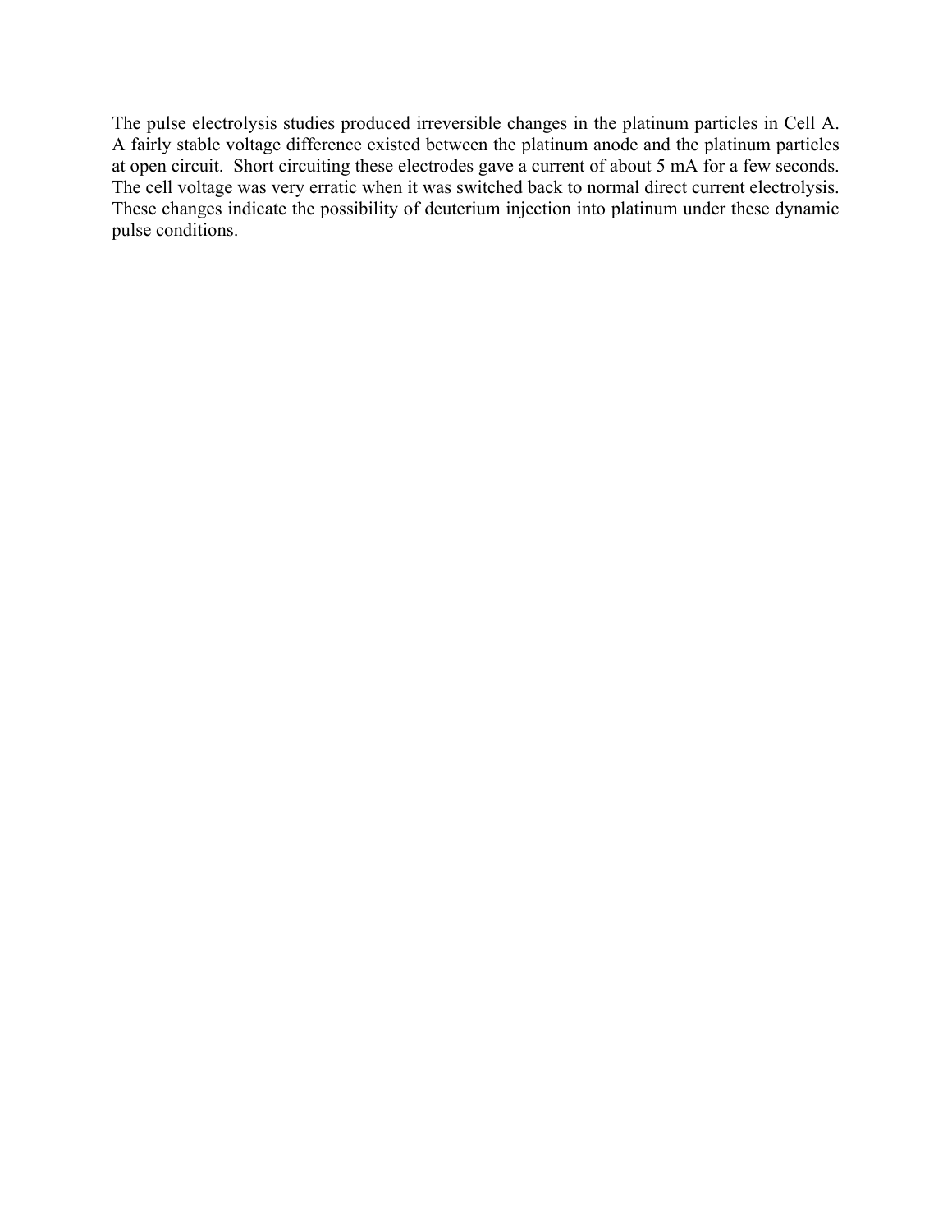The pulse electrolysis studies produced irreversible changes in the platinum particles in Cell A. A fairly stable voltage difference existed between the platinum anode and the platinum particles at open circuit. Short circuiting these electrodes gave a current of about 5 mA for a few seconds. The cell voltage was very erratic when it was switched back to normal direct current electrolysis. These changes indicate the possibility of deuterium injection into platinum under these dynamic pulse conditions.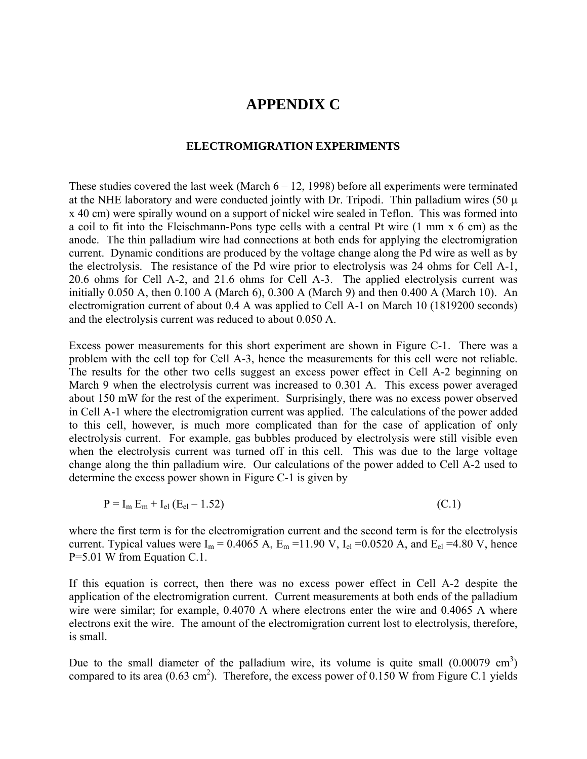# APPENDIX C

## ELECTROMIGRATION EXPERIMENTS

These studies covered the last week (March 6 – 12, 1998) before all experiments were terminated at the NHE laboratory and were conducted jointly with Dr. Tripodi. Thin palladium wires (50 μ x 40 cm) were spirally wound on a support of nickel wire sealed in Teflon. This was formed into a coil to fit into the Fleischmann-Pons type cells with a central Pt wire (1 mm x 6 cm) as the anode. The thin palladium wire had connections at both ends for applying the electromigration current. Dynamic conditions are produced by the voltage change along the Pd wire as well as by the electrolysis. The resistance of the Pd wire prior to electrolysis was 24 ohms for Cell A-1, 20.6 ohms for Cell A-2, and 21.6 ohms for Cell A-3. The applied electrolysis current was initially 0.050 A, then 0.100 A (March 6), 0.300 A (March 9) and then 0.400 A (March 10). An electromigration current of about 0.4 A was applied to Cell A-1 on March 10 (1819200 seconds) and the electrolysis current was reduced to about 0.050 A.

Excess power measurements for this short experiment are shown in Figure C-1. There was a problem with the cell top for Cell A-3, hence the measurements for this cell were not reliable. The results for the other two cells suggest an excess power effect in Cell A-2 beginning on March 9 when the electrolysis current was increased to 0.301 A. This excess power averaged about 150 mW for the rest of the experiment. Surprisingly, there was no excess power observed in Cell A-1 where the electromigration current was applied. The calculations of the power added to this cell, however, is much more complicated than for the case of application of only electrolysis current. For example, gas bubbles produced by electrolysis were still visible even when the electrolysis current was turned off in this cell. This was due to the large voltage change along the thin palladium wire. Our calculations of the power added to Cell A-2 used to determine the excess power shown in Figure C-1 is given by

$$P = I_m E_m + I_{el} (E_{el} - 1.52) \qquad \text{(C.1)}$$

where the first term is for the electromigration current and the second term is for the electrolysis current. Typical values were $I_m = 0.4065$ A, $E_m = 11.90$ V, $I_{el} = 0.0520$ A, and $E_{el} = 4.80$ V, hence P=5.01 W from Equation C.1.

If this equation is correct, then there was no excess power effect in Cell A-2 despite the application of the electromigration current. Current measurements at both ends of the palladium wire were similar; for example, 0.4070 A where electrons enter the wire and 0.4065 A where electrons exit the wire. The amount of the electromigration current lost to electrolysis, therefore, is small.

Due to the small diameter of the palladium wire, its volume is quite small (0.00079 $cm^3$) compared to its area (0.63 $cm^2$). Therefore, the excess power of 0.150 W from Figure C.1 yields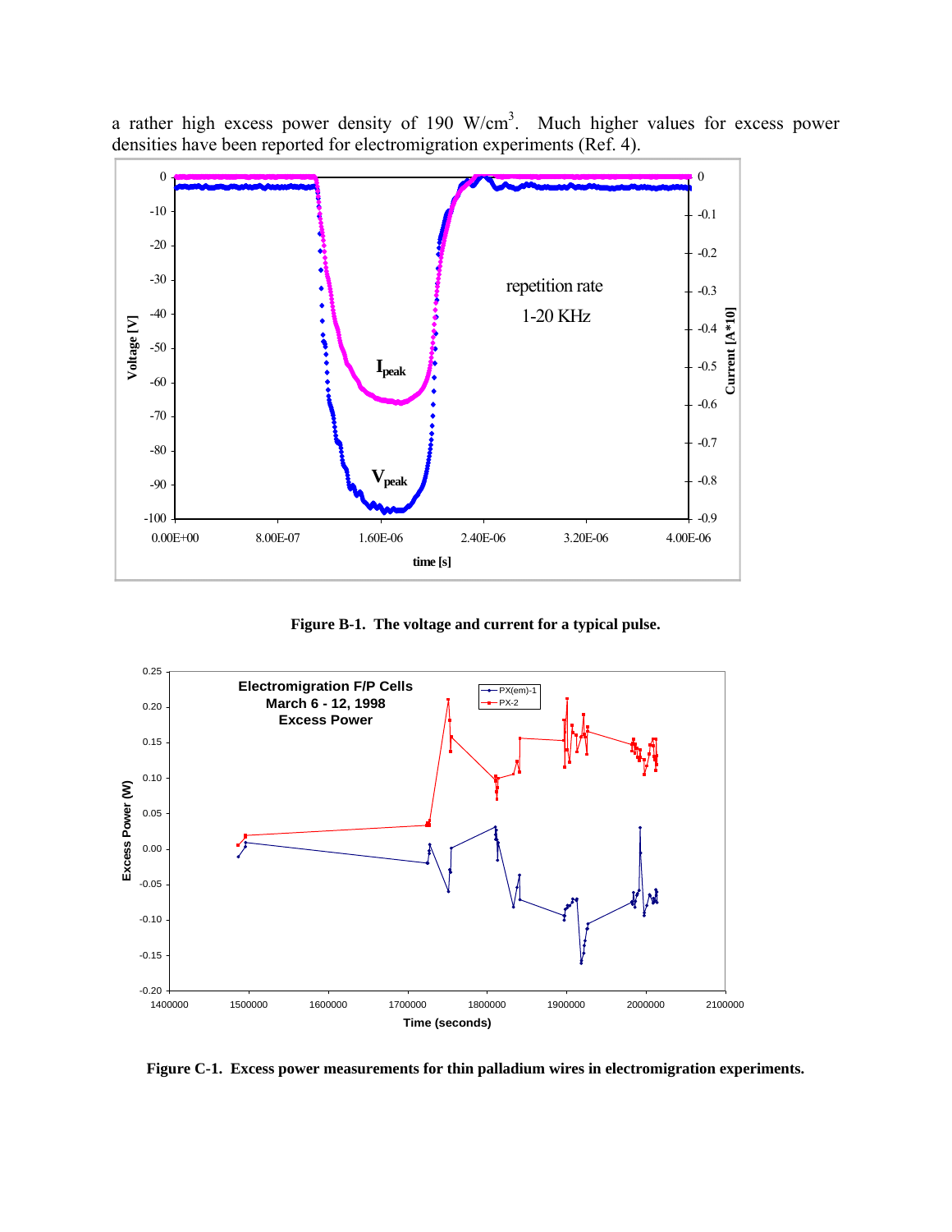a rather high excess power density of 190 W/cm$^3$. Much higher values for excess power densities have been reported for electromigration experiments (Ref. 4).

0
-10
-20
-30
-40
-50
-60
-70
-80
-90
-100

Voltage [V]

0
-0.1
-0.2
-0.3
-0.4
-0.5
-0.6
-0.7
-0.8
-0.9

Current [A*10]

repetition rate
1-20 KHz

$I_{peak}$

$V_{peak}$

0.00E+00
8.00E-07
1.60E-06
2.40E-06
3.20E-06
4.00E-06

time [s]

**Figure B-1. The voltage and current for a typical pulse.**

**Electromigration F/P Cells**
**March 6 - 12, 1998**
**Excess Power**

PX(em)-1
PX-2

0.25
0.20
0.15
0.10
0.05
0.00
-0.05
-0.10
-0.15
-0.20

Excess Power (W)

1400000
1500000
1600000
1700000
1800000
1900000
2000000
2100000

Time (seconds)

**Figure C-1. Excess power measurements for thin palladium wires in electromigration experiments.**